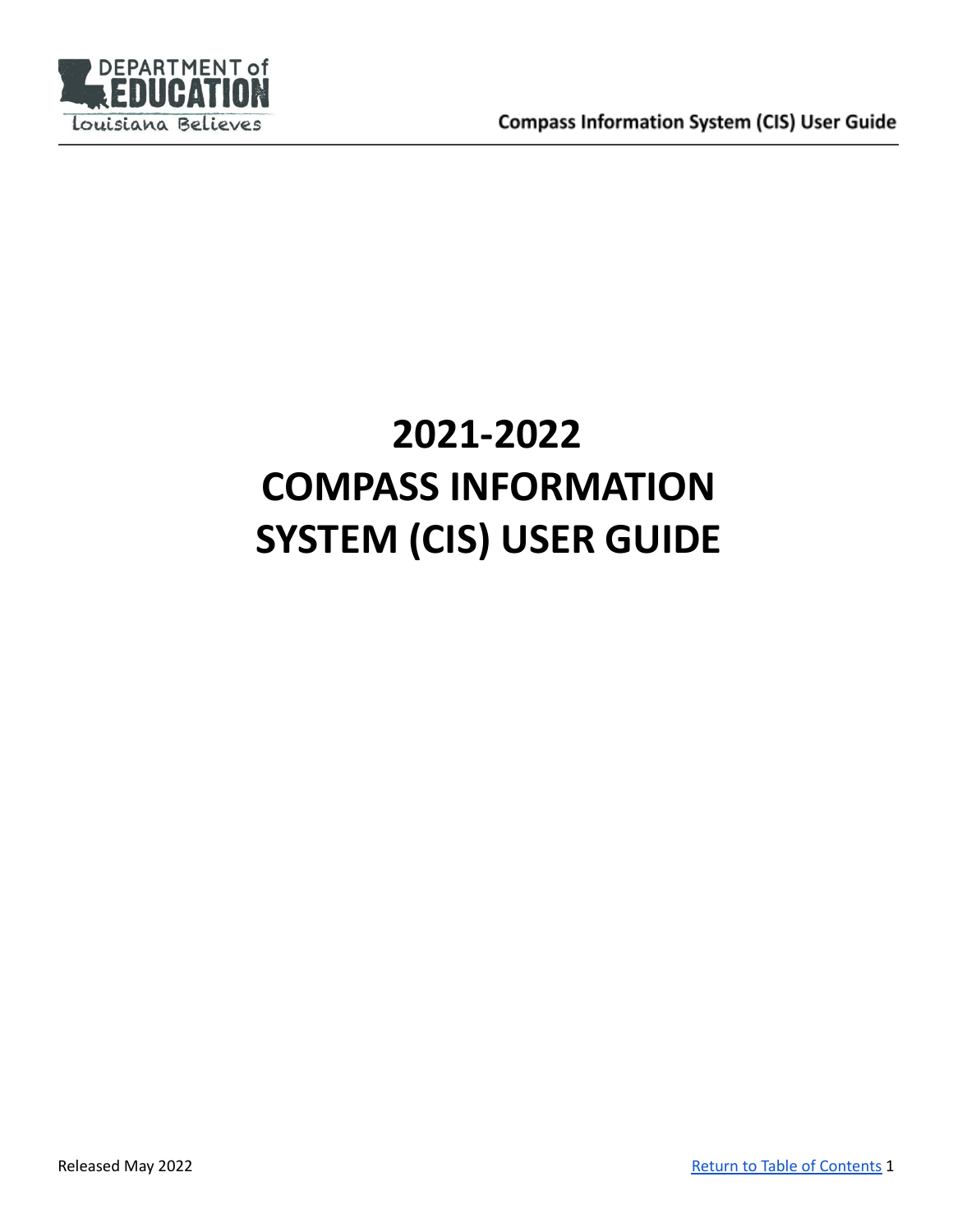# 2021-2022 COMPASS INFORMATION SYSTEM (CIS) USER GUIDE

Released May 2022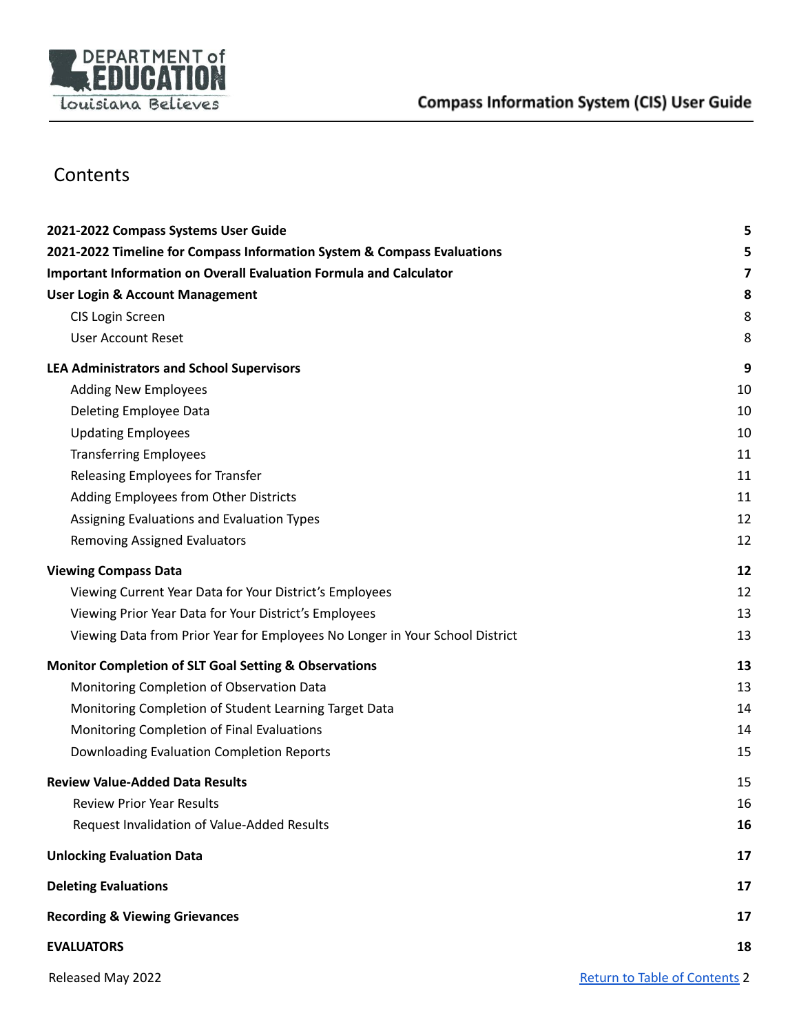# Contents

| | |
|---|---|
| **2021-2022 Compass Systems User Guide** | **5** |
| **2021-2022 Timeline for Compass Information System & Compass Evaluations** | **5** |
| **Important Information on Overall Evaluation Formula and Calculator** | **7** |
| **User Login & Account Management** | **8** |
| CIS Login Screen | 8 |
| User Account Reset | 8 |
| **LEA Administrators and School Supervisors** | **9** |
| Adding New Employees | 10 |
| Deleting Employee Data | 10 |
| Updating Employees | 10 |
| Transferring Employees | 11 |
| Releasing Employees for Transfer | 11 |
| Adding Employees from Other Districts | 11 |
| Assigning Evaluations and Evaluation Types | 12 |
| Removing Assigned Evaluators | 12 |
| **Viewing Compass Data** | **12** |
| Viewing Current Year Data for Your District's Employees | 12 |
| Viewing Prior Year Data for Your District's Employees | 13 |
| Viewing Data from Prior Year for Employees No Longer in Your School District | 13 |
| **Monitor Completion of SLT Goal Setting & Observations** | **13** |
| Monitoring Completion of Observation Data | 13 |
| Monitoring Completion of Student Learning Target Data | 14 |
| Monitoring Completion of Final Evaluations | 14 |
| Downloading Evaluation Completion Reports | 15 |
| **Review Value-Added Data Results** | 15 |
| Review Prior Year Results | 16 |
| Request Invalidation of Value-Added Results | **16** |
| **Unlocking Evaluation Data** | **17** |
| **Deleting Evaluations** | **17** |
| **Recording & Viewing Grievances** | **17** |
| **EVALUATORS** | **18** |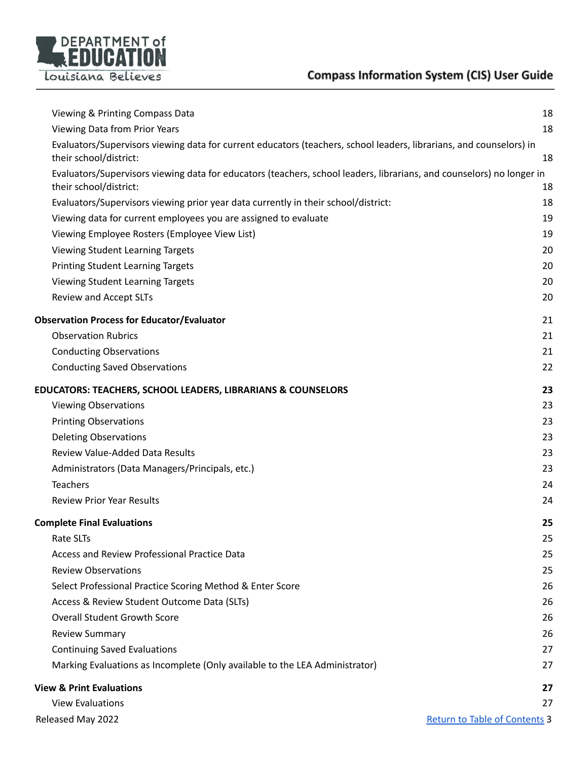Viewing & Printing Compass Data 18
Viewing Data from Prior Years 18
Evaluators/Supervisors viewing data for current educators (teachers, school leaders, librarians, and counselors) in their school/district: 18
Evaluators/Supervisors viewing data for educators (teachers, school leaders, librarians, and counselors) no longer in their school/district: 18
Evaluators/Supervisors viewing prior year data currently in their school/district: 18
Viewing data for current employees you are assigned to evaluate 19
Viewing Employee Rosters (Employee View List) 19
Viewing Student Learning Targets 20
Printing Student Learning Targets 20
Viewing Student Learning Targets 20
Review and Accept SLTs 20

**Observation Process for Educator/Evaluator** 21
Observation Rubrics 21
Conducting Observations 21
Conducting Saved Observations 22

**EDUCATORS: TEACHERS, SCHOOL LEADERS, LIBRARIANS & COUNSELORS** **23**
Viewing Observations 23
Printing Observations 23
Deleting Observations 23
Review Value-Added Data Results 23
Administrators (Data Managers/Principals, etc.) 23
Teachers 24
Review Prior Year Results 24

**Complete Final Evaluations** **25**
Rate SLTs 25
Access and Review Professional Practice Data 25
Review Observations 25
Select Professional Practice Scoring Method & Enter Score 26
Access & Review Student Outcome Data (SLTs) 26
Overall Student Growth Score 26
Review Summary 26
Continuing Saved Evaluations 27
Marking Evaluations as Incomplete (Only available to the LEA Administrator) 27

**View & Print Evaluations** **27**
View Evaluations 27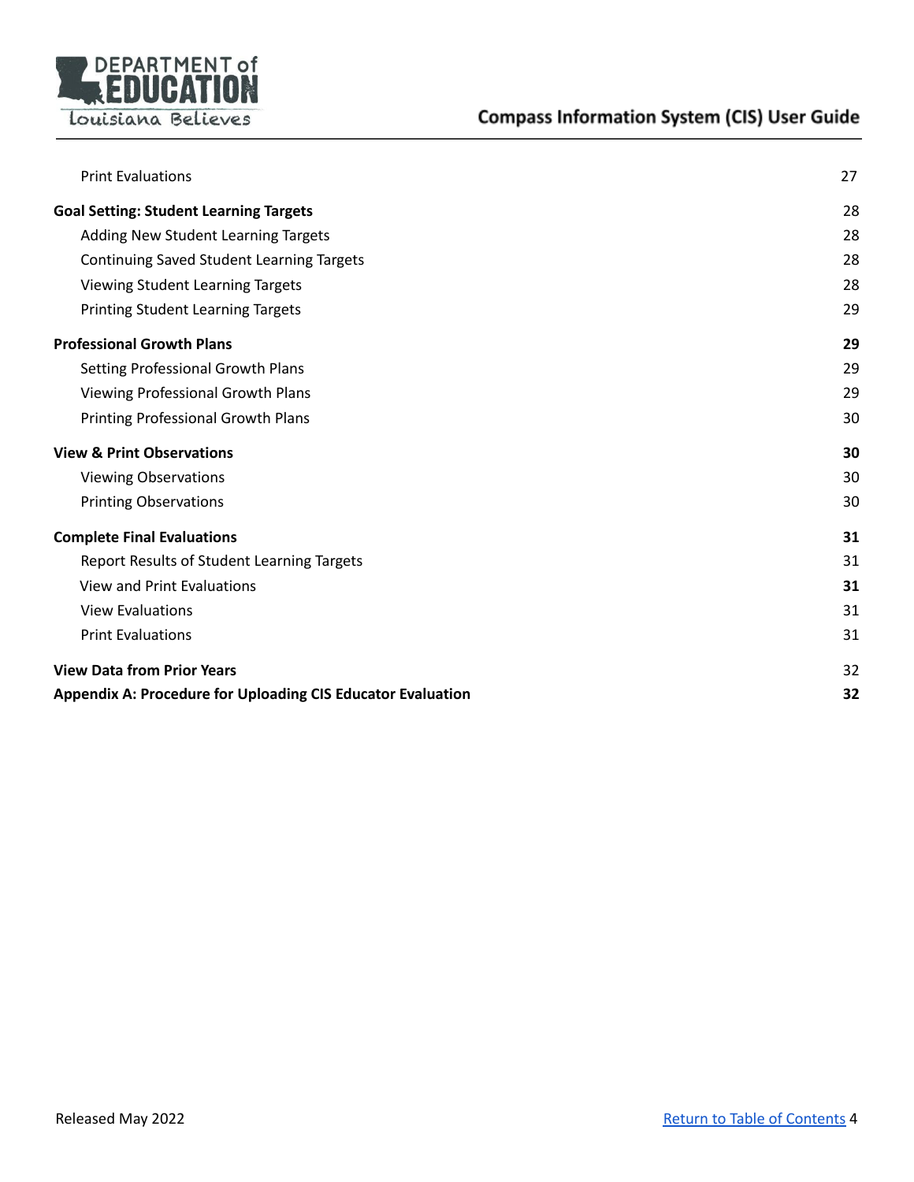| | |
|---|---|
| Print Evaluations | 27 |
| **Goal Setting: Student Learning Targets** | 28 |
| Adding New Student Learning Targets | 28 |
| Continuing Saved Student Learning Targets | 28 |
| Viewing Student Learning Targets | 28 |
| Printing Student Learning Targets | 29 |
| **Professional Growth Plans** | **29** |
| Setting Professional Growth Plans | 29 |
| Viewing Professional Growth Plans | 29 |
| Printing Professional Growth Plans | 30 |
| **View & Print Observations** | **30** |
| Viewing Observations | 30 |
| Printing Observations | 30 |
| **Complete Final Evaluations** | **31** |
| Report Results of Student Learning Targets | 31 |
| View and Print Evaluations | **31** |
| View Evaluations | 31 |
| Print Evaluations | 31 |
| **View Data from Prior Years** | 32 |
| **Appendix A: Procedure for Uploading CIS Educator Evaluation** | **32** |

Released May 2022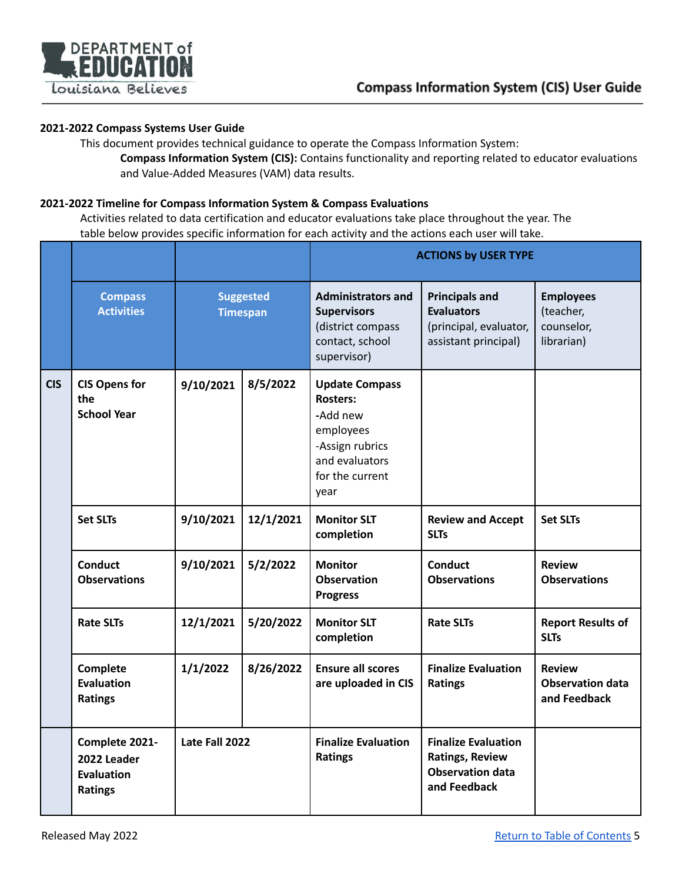## 2021-2022 Compass Systems User Guide

This document provides technical guidance to operate the Compass Information System:

**Compass Information System (CIS):** Contains functionality and reporting related to educator evaluations and Value-Added Measures (VAM) data results.

## 2021-2022 Timeline for Compass Information System & Compass Evaluations

Activities related to data certification and educator evaluations take place throughout the year. The table below provides specific information for each activity and the actions each user will take.

| | | | | ACTIONS by USER TYPE | | |
|---|---|---|---|---|---|---|
| | **Compass Activities** | **Suggested Timespan** | | **Administrators and Supervisors** (district compass contact, school supervisor) | **Principals and Evaluators** (principal, evaluator, assistant principal) | **Employees** (teacher, counselor, librarian) |
| **CIS** | **CIS Opens for the School Year** | **9/10/2021** | **8/5/2022** | **Update Compass Rosters:** -Add new employees -Assign rubrics and evaluators for the current year | | |
| | **Set SLTs** | **9/10/2021** | **12/1/2021** | **Monitor SLT completion** | **Review and Accept SLTs** | **Set SLTs** |
| | **Conduct Observations** | **9/10/2021** | **5/2/2022** | **Monitor Observation Progress** | **Conduct Observations** | **Review Observations** |
| | **Rate SLTs** | **12/1/2021** | **5/20/2022** | **Monitor SLT completion** | **Rate SLTs** | **Report Results of SLTs** |
| | **Complete Evaluation Ratings** | **1/1/2022** | **8/26/2022** | **Ensure all scores are uploaded in CIS** | **Finalize Evaluation Ratings** | **Review Observation data and Feedback** |
| | **Complete 2021-2022 Leader Evaluation Ratings** | **Late Fall 2022** | | **Finalize Evaluation Ratings** | **Finalize Evaluation Ratings, Review Observation data and Feedback** | |

Released May 2022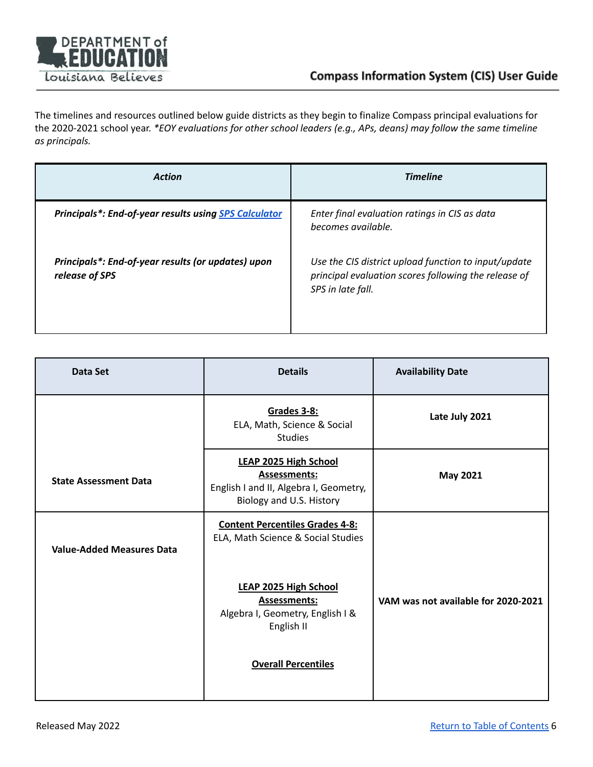The timelines and resources outlined below guide districts as they begin to finalize Compass principal evaluations for the 2020-2021 school year. *\*EOY evaluations for other school leaders (e.g., APs, deans) may follow the same timeline as principals.*

| ***Action*** | ***Timeline*** |
|---|---|
| ***Principals\*: End-of-year results using [SPS Calculator](#)*** | *Enter final evaluation ratings in CIS as data becomes available.* |
| ***Principals\*: End-of-year results (or updates) upon release of SPS*** | *Use the CIS district upload function to input/update principal evaluation scores following the release of SPS in late fall.* |

| **Data Set** | **Details** | **Availability Date** |
|---|---|---|
| **State Assessment Data** | **Grades 3-8:** ELA, Math, Science & Social Studies | **Late July 2021** |
| | **LEAP 2025 High School Assessments:** English I and II, Algebra I, Geometry, Biology and U.S. History | **May 2021** |
| **Value-Added Measures Data** | **Content Percentiles Grades 4-8:** ELA, Math Science & Social Studies<br><br>**LEAP 2025 High School Assessments:** Algebra I, Geometry, English I & English II<br><br>**Overall Percentiles** | **VAM was not available for 2020-2021** |

Released May 2022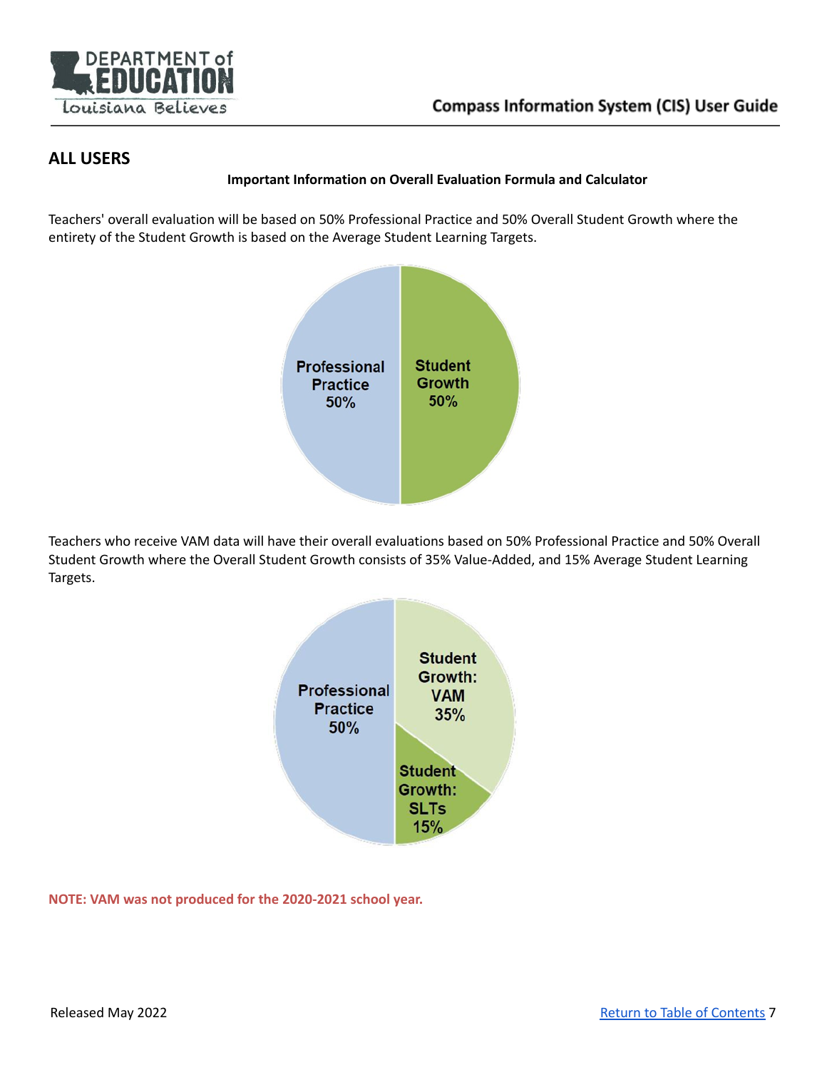## ALL USERS

**Important Information on Overall Evaluation Formula and Calculator**

Teachers' overall evaluation will be based on 50% Professional Practice and 50% Overall Student Growth where the entirety of the Student Growth is based on the Average Student Learning Targets.

Professional Practice 50%

Student Growth 50%

Teachers who receive VAM data will have their overall evaluations based on 50% Professional Practice and 50% Overall Student Growth where the Overall Student Growth consists of 35% Value-Added, and 15% Average Student Learning Targets.

Professional Practice 50%

Student Growth: VAM 35%

Student Growth: SLTs 15%

**NOTE: VAM was not produced for the 2020-2021 school year.**

Released May 2022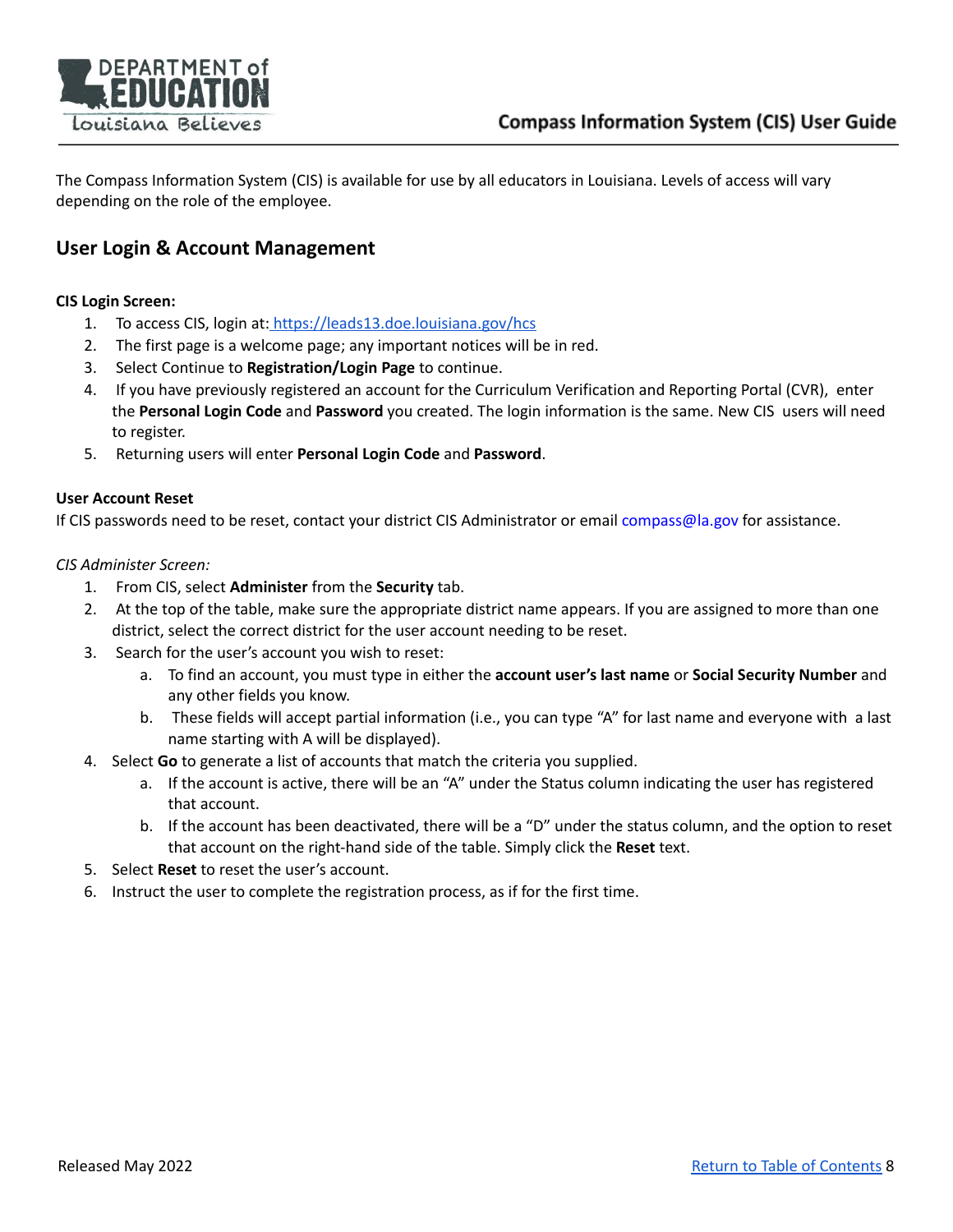The Compass Information System (CIS) is available for use by all educators in Louisiana. Levels of access will vary depending on the role of the employee.

## User Login & Account Management

**CIS Login Screen:**

1. To access CIS, login at: https://leads13.doe.louisiana.gov/hcs
2. The first page is a welcome page; any important notices will be in red.
3. Select Continue to **Registration/Login Page** to continue.
4. If you have previously registered an account for the Curriculum Verification and Reporting Portal (CVR), enter the **Personal Login Code** and **Password** you created. The login information is the same. New CIS users will need to register.
5. Returning users will enter **Personal Login Code** and **Password**.

**User Account Reset**

If CIS passwords need to be reset, contact your district CIS Administrator or email compass@la.gov for assistance.

*CIS Administer Screen:*

1. From CIS, select **Administer** from the **Security** tab.
2. At the top of the table, make sure the appropriate district name appears. If you are assigned to more than one district, select the correct district for the user account needing to be reset.
3. Search for the user's account you wish to reset:
   a. To find an account, you must type in either the **account user's last name** or **Social Security Number** and any other fields you know.
   b. These fields will accept partial information (i.e., you can type "A" for last name and everyone with a last name starting with A will be displayed).
4. Select **Go** to generate a list of accounts that match the criteria you supplied.
   a. If the account is active, there will be an "A" under the Status column indicating the user has registered that account.
   b. If the account has been deactivated, there will be a "D" under the status column, and the option to reset that account on the right-hand side of the table. Simply click the **Reset** text.
5. Select **Reset** to reset the user's account.
6. Instruct the user to complete the registration process, as if for the first time.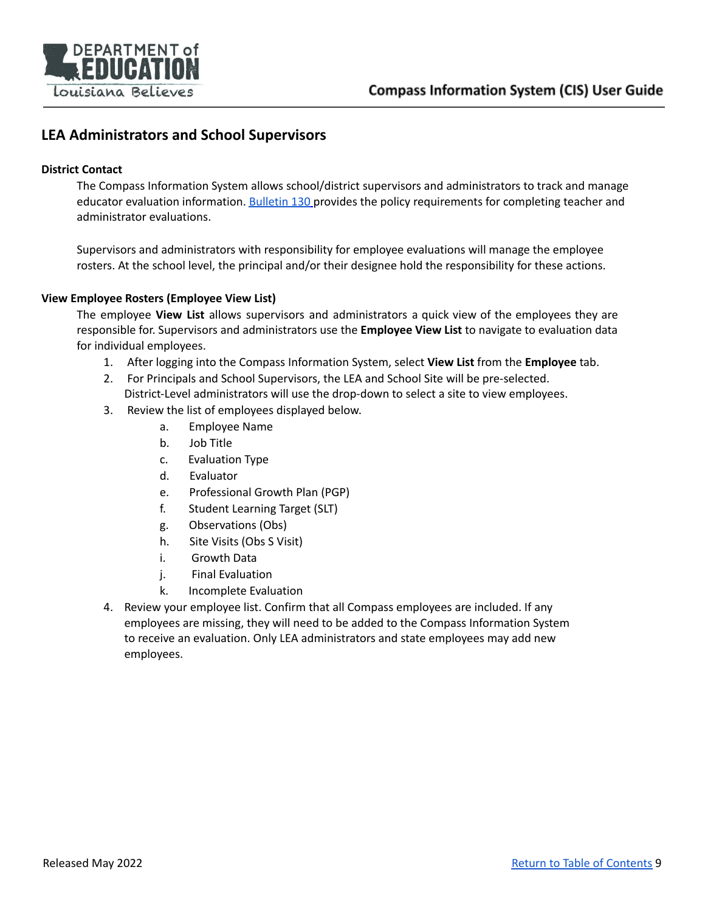## LEA Administrators and School Supervisors

### District Contact

The Compass Information System allows school/district supervisors and administrators to track and manage educator evaluation information. [Bulletin 130](#) provides the policy requirements for completing teacher and administrator evaluations.

Supervisors and administrators with responsibility for employee evaluations will manage the employee rosters. At the school level, the principal and/or their designee hold the responsibility for these actions.

### View Employee Rosters (Employee View List)

The employee **View List** allows supervisors and administrators a quick view of the employees they are responsible for. Supervisors and administrators use the **Employee View List** to navigate to evaluation data for individual employees.

1. After logging into the Compass Information System, select **View List** from the **Employee** tab.
2. For Principals and School Supervisors, the LEA and School Site will be pre-selected. District-Level administrators will use the drop-down to select a site to view employees.
3. Review the list of employees displayed below.
   a. Employee Name
   b. Job Title
   c. Evaluation Type
   d. Evaluator
   e. Professional Growth Plan (PGP)
   f. Student Learning Target (SLT)
   g. Observations (Obs)
   h. Site Visits (Obs S Visit)
   i. Growth Data
   j. Final Evaluation
   k. Incomplete Evaluation
4. Review your employee list. Confirm that all Compass employees are included. If any employees are missing, they will need to be added to the Compass Information System to receive an evaluation. Only LEA administrators and state employees may add new employees.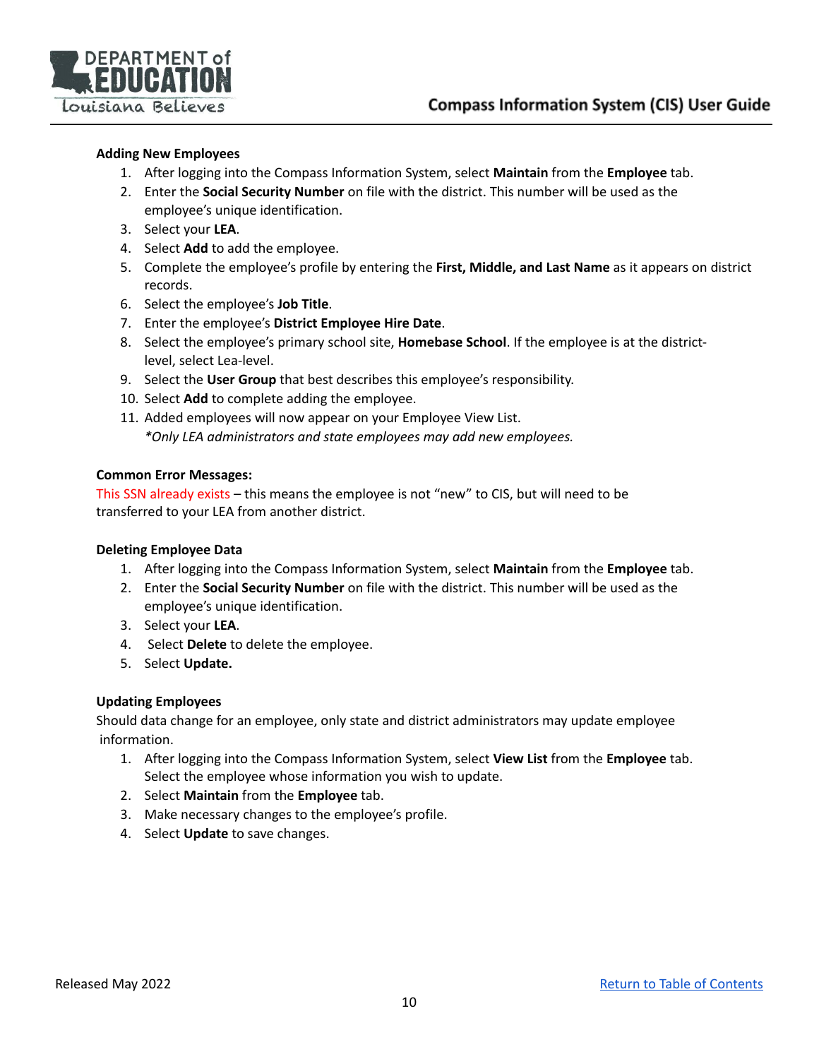### Adding New Employees

1. After logging into the Compass Information System, select **Maintain** from the **Employee** tab.
2. Enter the **Social Security Number** on file with the district. This number will be used as the employee's unique identification.
3. Select your **LEA**.
4. Select **Add** to add the employee.
5. Complete the employee's profile by entering the **First, Middle, and Last Name** as it appears on district records.
6. Select the employee's **Job Title**.
7. Enter the employee's **District Employee Hire Date**.
8. Select the employee's primary school site, **Homebase School**. If the employee is at the district-level, select Lea-level.
9. Select the **User Group** that best describes this employee's responsibility.
10. Select **Add** to complete adding the employee.
11. Added employees will now appear on your Employee View List.
    *\*Only LEA administrators and state employees may add new employees.*

### Common Error Messages:

This SSN already exists – this means the employee is not "new" to CIS, but will need to be transferred to your LEA from another district.

### Deleting Employee Data

1. After logging into the Compass Information System, select **Maintain** from the **Employee** tab.
2. Enter the **Social Security Number** on file with the district. This number will be used as the employee's unique identification.
3. Select your **LEA**.
4. Select **Delete** to delete the employee.
5. Select **Update.**

### Updating Employees

Should data change for an employee, only state and district administrators may update employee information.

1. After logging into the Compass Information System, select **View List** from the **Employee** tab. Select the employee whose information you wish to update.
2. Select **Maintain** from the **Employee** tab.
3. Make necessary changes to the employee's profile.
4. Select **Update** to save changes.

Released May 2022 [Return to Table of Contents]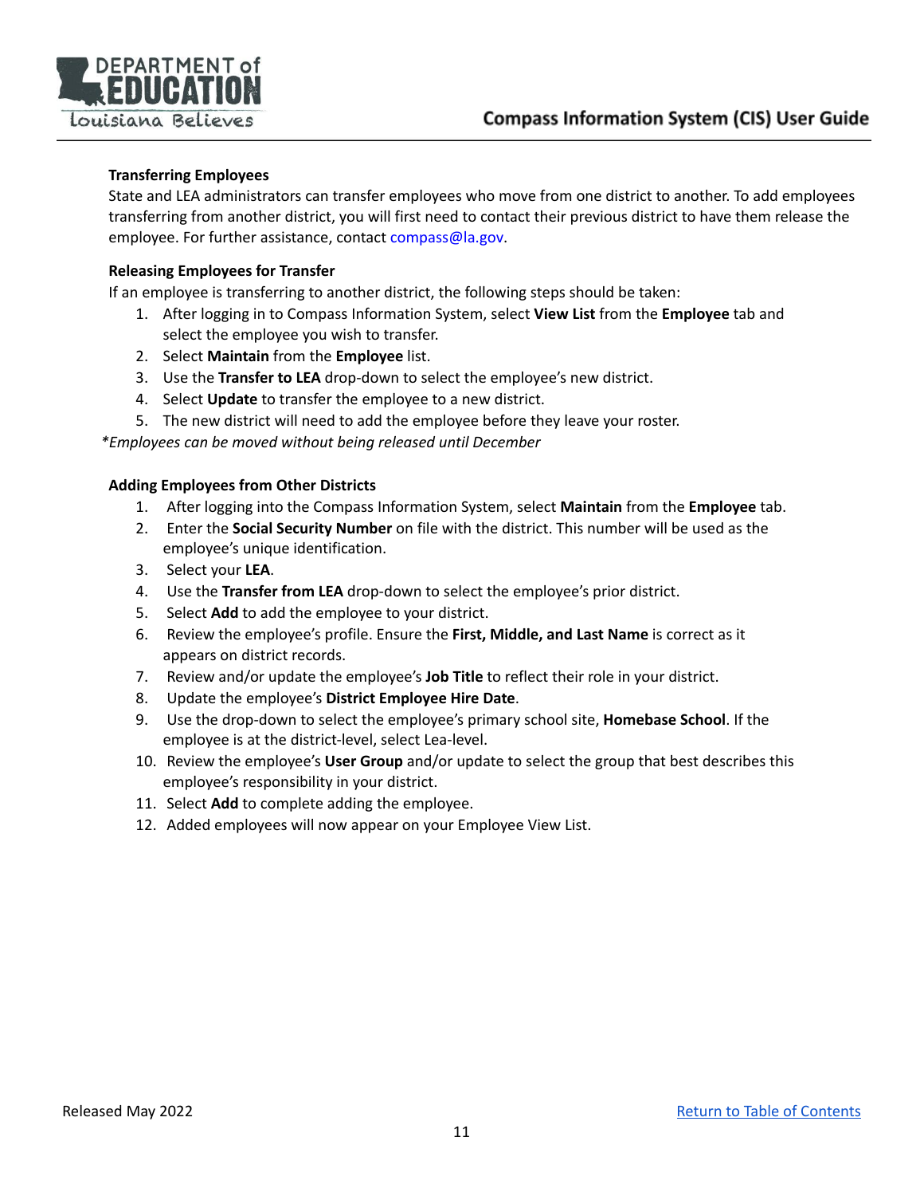### Transferring Employees

State and LEA administrators can transfer employees who move from one district to another. To add employees transferring from another district, you will first need to contact their previous district to have them release the employee. For further assistance, contact compass@la.gov.

### Releasing Employees for Transfer

If an employee is transferring to another district, the following steps should be taken:

1. After logging in to Compass Information System, select **View List** from the **Employee** tab and select the employee you wish to transfer.
2. Select **Maintain** from the **Employee** list.
3. Use the **Transfer to LEA** drop-down to select the employee's new district.
4. Select **Update** to transfer the employee to a new district.
5. The new district will need to add the employee before they leave your roster.

**Employees can be moved without being released until December*

### Adding Employees from Other Districts

1. After logging into the Compass Information System, select **Maintain** from the **Employee** tab.
2. Enter the **Social Security Number** on file with the district. This number will be used as the employee's unique identification.
3. Select your **LEA**.
4. Use the **Transfer from LEA** drop-down to select the employee's prior district.
5. Select **Add** to add the employee to your district.
6. Review the employee's profile. Ensure the **First, Middle, and Last Name** is correct as it appears on district records.
7. Review and/or update the employee's **Job Title** to reflect their role in your district.
8. Update the employee's **District Employee Hire Date**.
9. Use the drop-down to select the employee's primary school site, **Homebase School**. If the employee is at the district-level, select Lea-level.
10. Review the employee's **User Group** and/or update to select the group that best describes this employee's responsibility in your district.
11. Select **Add** to complete adding the employee.
12. Added employees will now appear on your Employee View List.

Released May 2022 [Return to Table of Contents]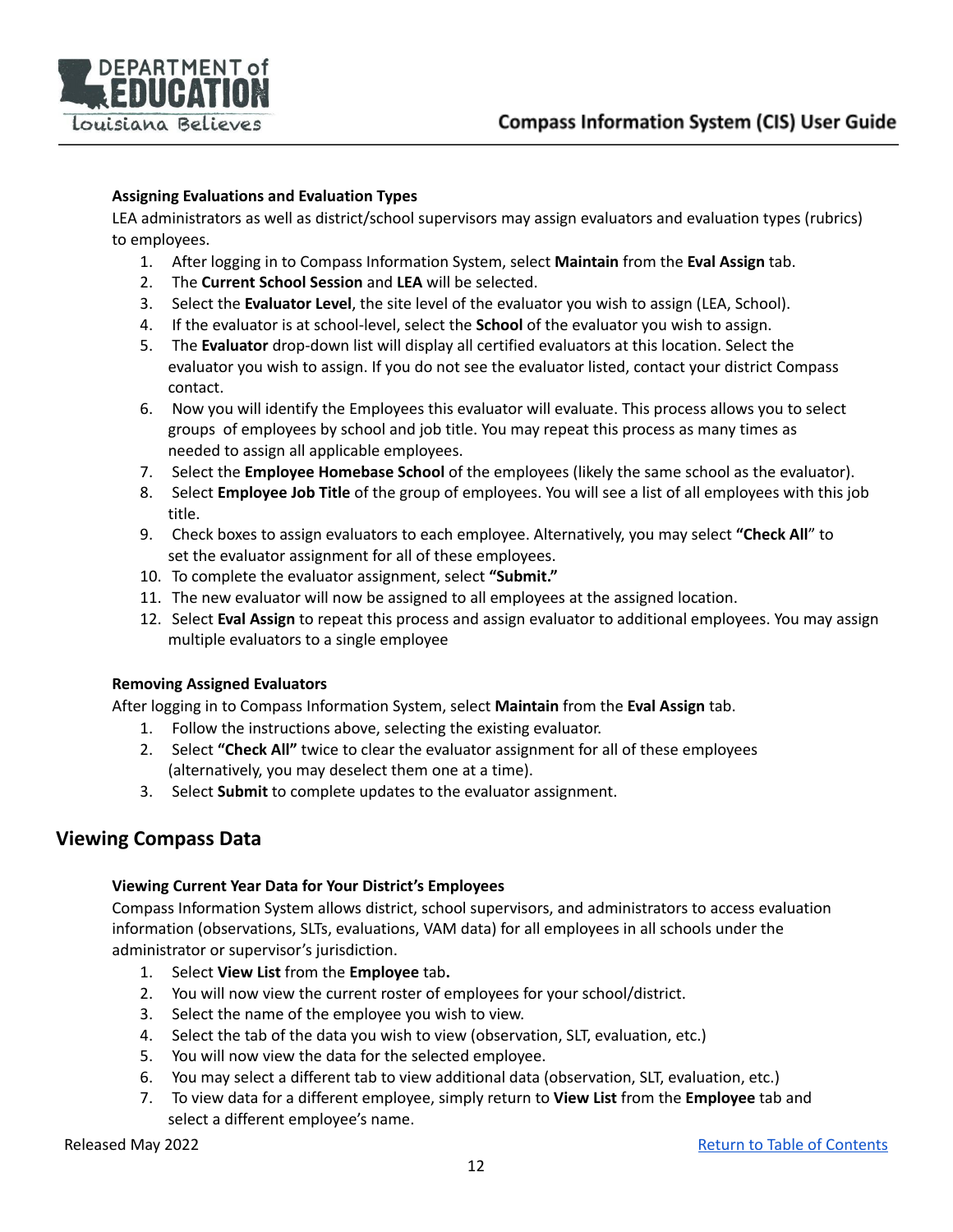### Assigning Evaluations and Evaluation Types

LEA administrators as well as district/school supervisors may assign evaluators and evaluation types (rubrics) to employees.

1. After logging in to Compass Information System, select **Maintain** from the **Eval Assign** tab.
2. The **Current School Session** and **LEA** will be selected.
3. Select the **Evaluator Level**, the site level of the evaluator you wish to assign (LEA, School).
4. If the evaluator is at school-level, select the **School** of the evaluator you wish to assign.
5. The **Evaluator** drop-down list will display all certified evaluators at this location. Select the evaluator you wish to assign. If you do not see the evaluator listed, contact your district Compass contact.
6. Now you will identify the Employees this evaluator will evaluate. This process allows you to select groups of employees by school and job title. You may repeat this process as many times as needed to assign all applicable employees.
7. Select the **Employee Homebase School** of the employees (likely the same school as the evaluator).
8. Select **Employee Job Title** of the group of employees. You will see a list of all employees with this job title.
9. Check boxes to assign evaluators to each employee. Alternatively, you may select **"Check All"** to set the evaluator assignment for all of these employees.
10. To complete the evaluator assignment, select **"Submit."**
11. The new evaluator will now be assigned to all employees at the assigned location.
12. Select **Eval Assign** to repeat this process and assign evaluator to additional employees. You may assign multiple evaluators to a single employee

### Removing Assigned Evaluators

After logging in to Compass Information System, select **Maintain** from the **Eval Assign** tab.

1. Follow the instructions above, selecting the existing evaluator.
2. Select **"Check All"** twice to clear the evaluator assignment for all of these employees (alternatively, you may deselect them one at a time).
3. Select **Submit** to complete updates to the evaluator assignment.

## Viewing Compass Data

### Viewing Current Year Data for Your District's Employees

Compass Information System allows district, school supervisors, and administrators to access evaluation information (observations, SLTs, evaluations, VAM data) for all employees in all schools under the administrator or supervisor's jurisdiction.

1. Select **View List** from the **Employee** tab**.**
2. You will now view the current roster of employees for your school/district.
3. Select the name of the employee you wish to view.
4. Select the tab of the data you wish to view (observation, SLT, evaluation, etc.)
5. You will now view the data for the selected employee.
6. You may select a different tab to view additional data (observation, SLT, evaluation, etc.)
7. To view data for a different employee, simply return to **View List** from the **Employee** tab and select a different employee's name.

Released May 2022

Return to Table of Contents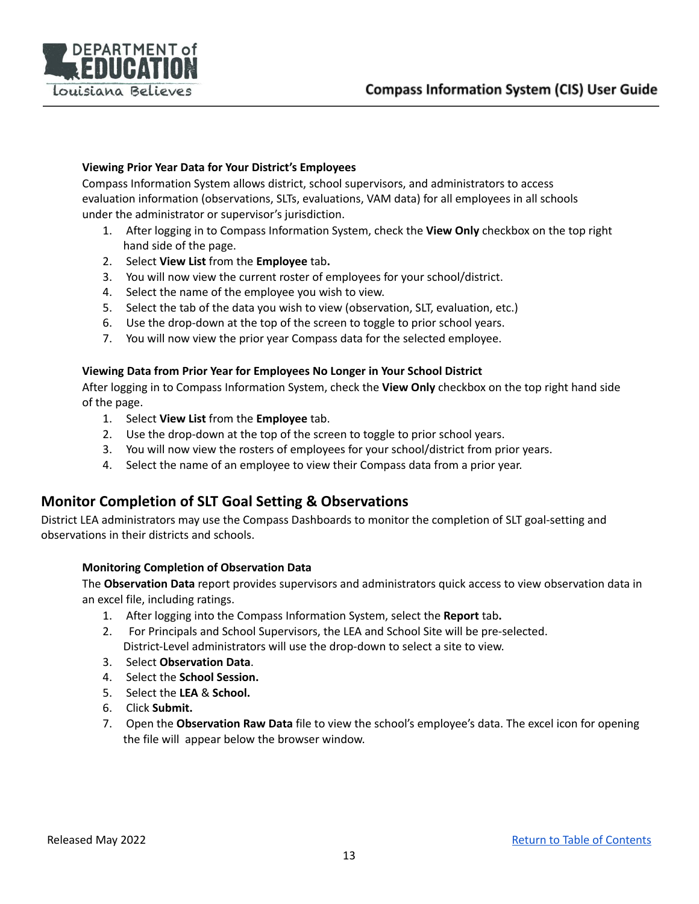### Viewing Prior Year Data for Your District's Employees

Compass Information System allows district, school supervisors, and administrators to access evaluation information (observations, SLTs, evaluations, VAM data) for all employees in all schools under the administrator or supervisor's jurisdiction.

1. After logging in to Compass Information System, check the **View Only** checkbox on the top right hand side of the page.
2. Select **View List** from the **Employee** tab**.**
3. You will now view the current roster of employees for your school/district.
4. Select the name of the employee you wish to view.
5. Select the tab of the data you wish to view (observation, SLT, evaluation, etc.)
6. Use the drop-down at the top of the screen to toggle to prior school years.
7. You will now view the prior year Compass data for the selected employee.

### Viewing Data from Prior Year for Employees No Longer in Your School District

After logging in to Compass Information System, check the **View Only** checkbox on the top right hand side of the page.

1. Select **View List** from the **Employee** tab.
2. Use the drop-down at the top of the screen to toggle to prior school years.
3. You will now view the rosters of employees for your school/district from prior years.
4. Select the name of an employee to view their Compass data from a prior year.

## Monitor Completion of SLT Goal Setting & Observations

District LEA administrators may use the Compass Dashboards to monitor the completion of SLT goal-setting and observations in their districts and schools.

### Monitoring Completion of Observation Data

The **Observation Data** report provides supervisors and administrators quick access to view observation data in an excel file, including ratings.

1. After logging into the Compass Information System, select the **Report** tab**.**
2. For Principals and School Supervisors, the LEA and School Site will be pre-selected. District-Level administrators will use the drop-down to select a site to view.
3. Select **Observation Data**.
4. Select the **School Session.**
5. Select the **LEA** & **School.**
6. Click **Submit.**
7. Open the **Observation Raw Data** file to view the school's employee's data. The excel icon for opening the file will appear below the browser window.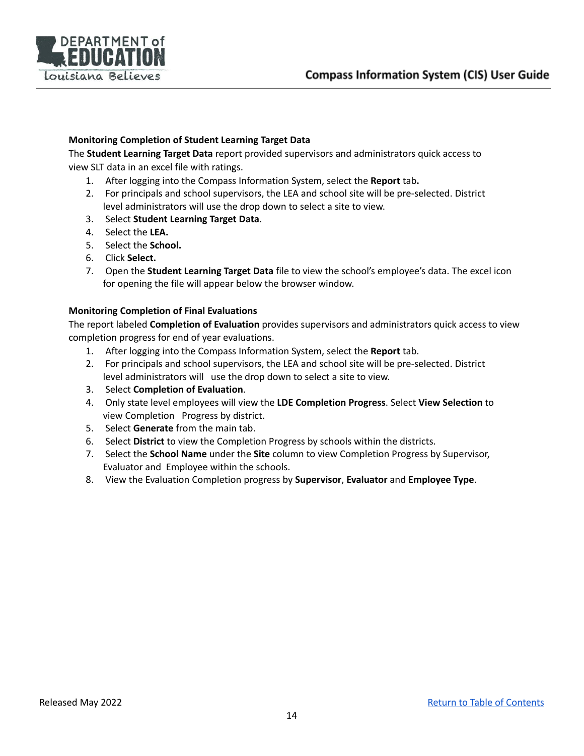### Monitoring Completion of Student Learning Target Data

The **Student Learning Target Data** report provided supervisors and administrators quick access to view SLT data in an excel file with ratings.

1. After logging into the Compass Information System, select the **Report** tab**.**
2. For principals and school supervisors, the LEA and school site will be pre-selected. District level administrators will use the drop down to select a site to view.
3. Select **Student Learning Target Data**.
4. Select the **LEA.**
5. Select the **School.**
6. Click **Select.**
7. Open the **Student Learning Target Data** file to view the school's employee's data. The excel icon for opening the file will appear below the browser window.

### Monitoring Completion of Final Evaluations

The report labeled **Completion of Evaluation** provides supervisors and administrators quick access to view completion progress for end of year evaluations.

1. After logging into the Compass Information System, select the **Report** tab.
2. For principals and school supervisors, the LEA and school site will be pre-selected. District level administrators will use the drop down to select a site to view.
3. Select **Completion of Evaluation**.
4. Only state level employees will view the **LDE Completion Progress**. Select **View Selection** to view Completion Progress by district.
5. Select **Generate** from the main tab.
6. Select **District** to view the Completion Progress by schools within the districts.
7. Select the **School Name** under the **Site** column to view Completion Progress by Supervisor, Evaluator and Employee within the schools.
8. View the Evaluation Completion progress by **Supervisor**, **Evaluator** and **Employee Type**.

Released May 2022

[Return to Table of Contents]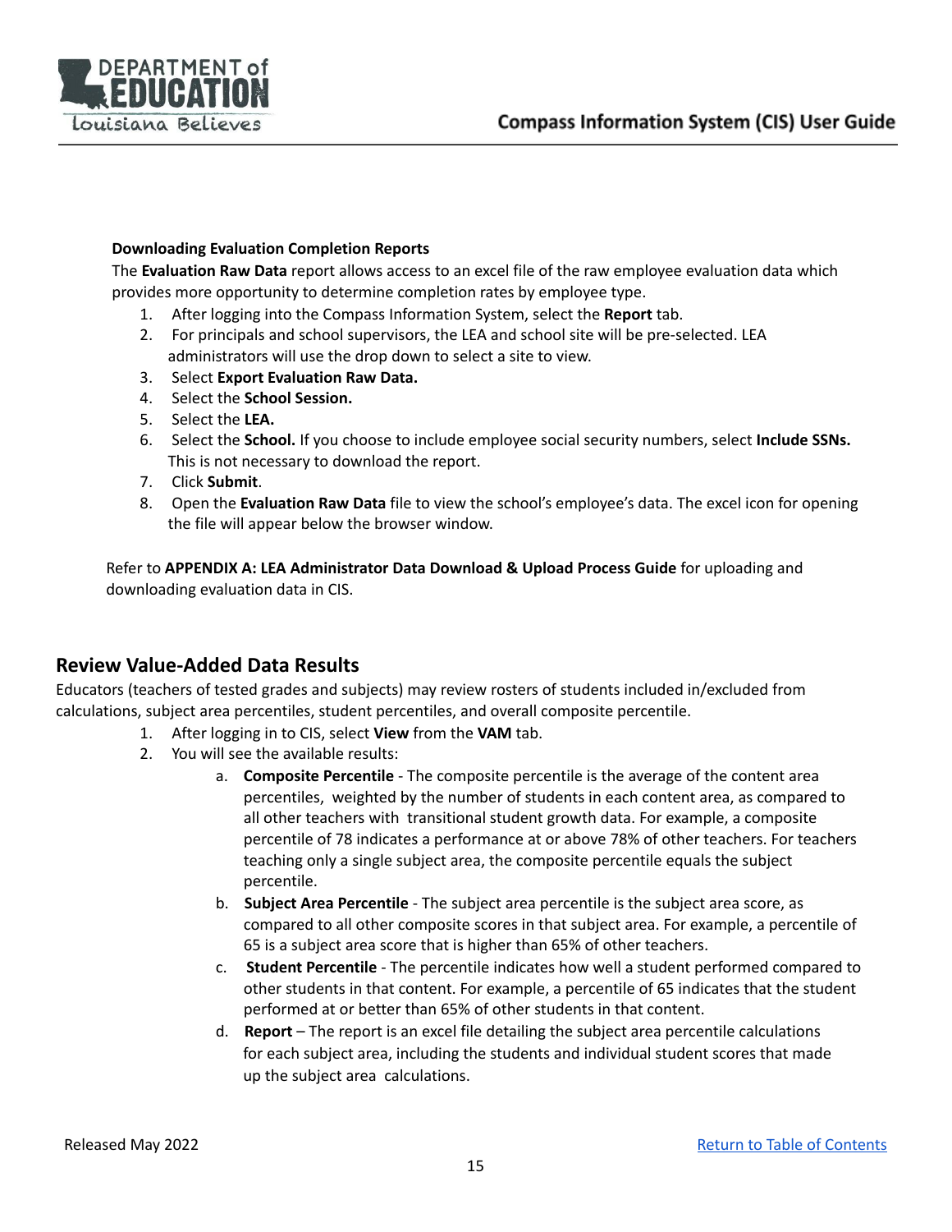**Downloading Evaluation Completion Reports**

The **Evaluation Raw Data** report allows access to an excel file of the raw employee evaluation data which provides more opportunity to determine completion rates by employee type.

1. After logging into the Compass Information System, select the **Report** tab.
2. For principals and school supervisors, the LEA and school site will be pre-selected. LEA administrators will use the drop down to select a site to view.
3. Select **Export Evaluation Raw Data.**
4. Select the **School Session.**
5. Select the **LEA.**
6. Select the **School.** If you choose to include employee social security numbers, select **Include SSNs.** This is not necessary to download the report.
7. Click **Submit**.
8. Open the **Evaluation Raw Data** file to view the school's employee's data. The excel icon for opening the file will appear below the browser window.

Refer to **APPENDIX A: LEA Administrator Data Download & Upload Process Guide** for uploading and downloading evaluation data in CIS.

## Review Value-Added Data Results

Educators (teachers of tested grades and subjects) may review rosters of students included in/excluded from calculations, subject area percentiles, student percentiles, and overall composite percentile.

1. After logging in to CIS, select **View** from the **VAM** tab.
2. You will see the available results:
   a. **Composite Percentile** - The composite percentile is the average of the content area percentiles, weighted by the number of students in each content area, as compared to all other teachers with transitional student growth data. For example, a composite percentile of 78 indicates a performance at or above 78% of other teachers. For teachers teaching only a single subject area, the composite percentile equals the subject percentile.
   b. **Subject Area Percentile** - The subject area percentile is the subject area score, as compared to all other composite scores in that subject area. For example, a percentile of 65 is a subject area score that is higher than 65% of other teachers.
   c. **Student Percentile** - The percentile indicates how well a student performed compared to other students in that content. For example, a percentile of 65 indicates that the student performed at or better than 65% of other students in that content.
   d. **Report** – The report is an excel file detailing the subject area percentile calculations for each subject area, including the students and individual student scores that made up the subject area calculations.

Released May 2022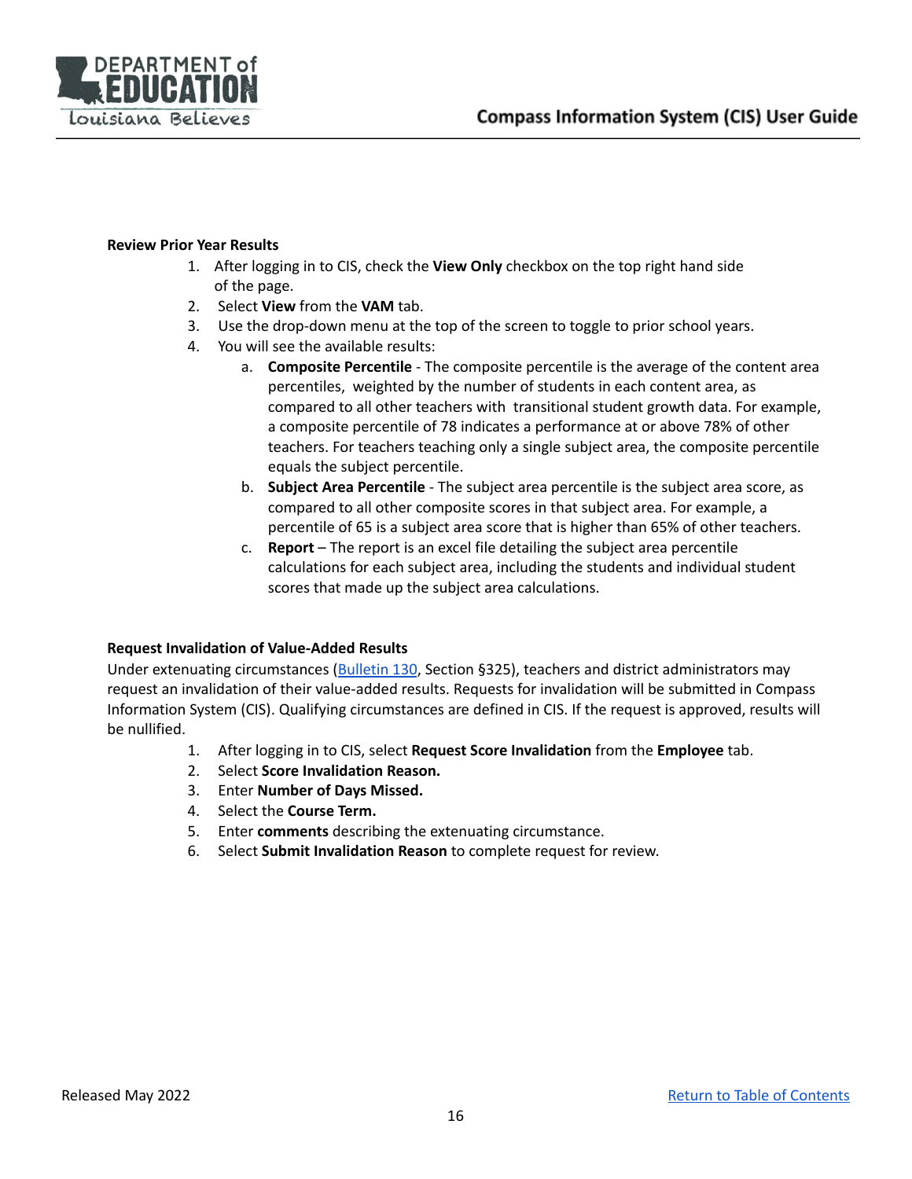**Review Prior Year Results**

1. After logging in to CIS, check the **View Only** checkbox on the top right hand side of the page.
2. Select **View** from the **VAM** tab.
3. Use the drop-down menu at the top of the screen to toggle to prior school years.
4. You will see the available results:
   a. **Composite Percentile** - The composite percentile is the average of the content area percentiles, weighted by the number of students in each content area, as compared to all other teachers with transitional student growth data. For example, a composite percentile of 78 indicates a performance at or above 78% of other teachers. For teachers teaching only a single subject area, the composite percentile equals the subject percentile.
   b. **Subject Area Percentile** - The subject area percentile is the subject area score, as compared to all other composite scores in that subject area. For example, a percentile of 65 is a subject area score that is higher than 65% of other teachers.
   c. **Report** – The report is an excel file detailing the subject area percentile calculations for each subject area, including the students and individual student scores that made up the subject area calculations.

**Request Invalidation of Value-Added Results**

Under extenuating circumstances ([Bulletin 130](), Section §325), teachers and district administrators may request an invalidation of their value-added results. Requests for invalidation will be submitted in Compass Information System (CIS). Qualifying circumstances are defined in CIS. If the request is approved, results will be nullified.

1. After logging in to CIS, select **Request Score Invalidation** from the **Employee** tab.
2. Select **Score Invalidation Reason.**
3. Enter **Number of Days Missed.**
4. Select the **Course Term.**
5. Enter **comments** describing the extenuating circumstance.
6. Select **Submit Invalidation Reason** to complete request for review.

Released May 2022

[Return to Table of Contents]()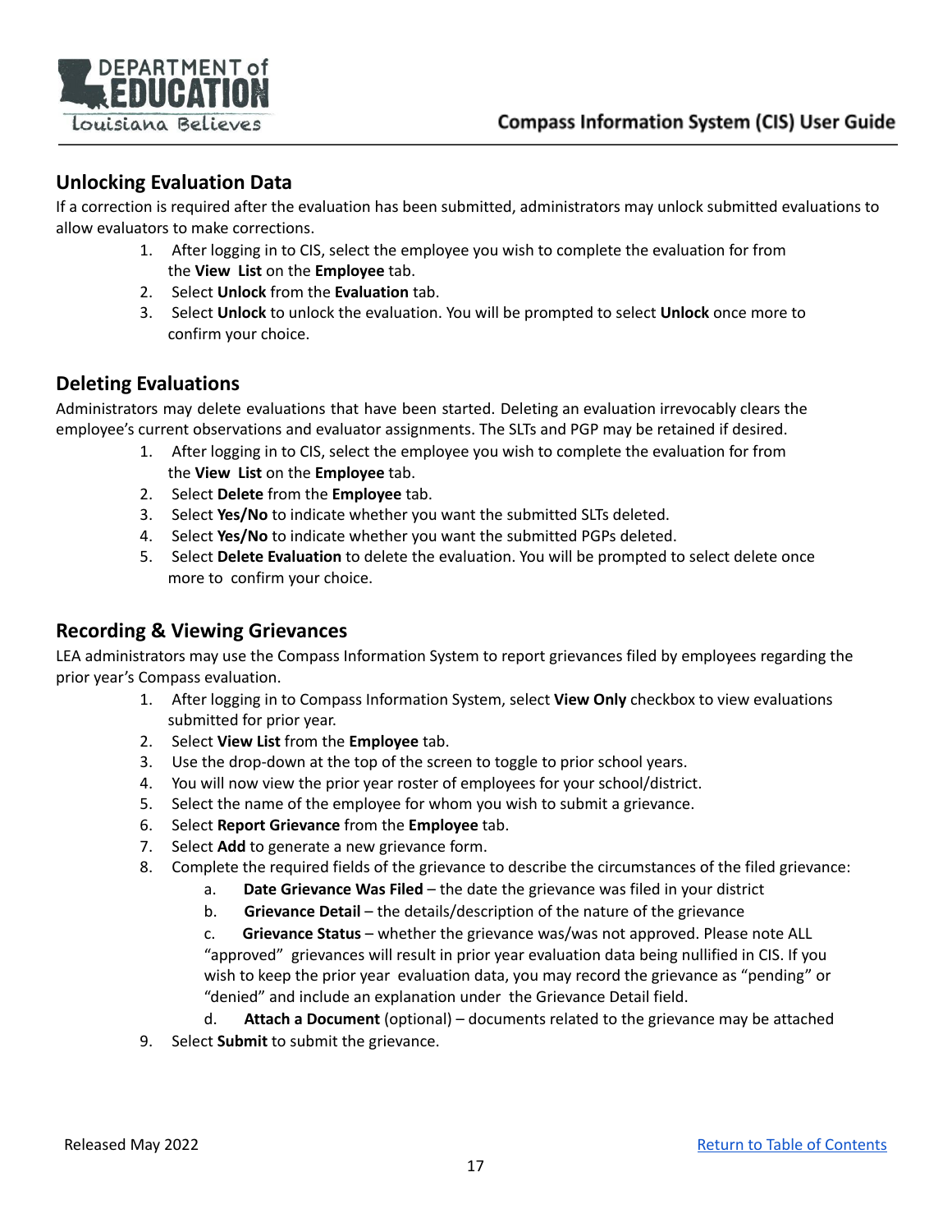## Unlocking Evaluation Data

If a correction is required after the evaluation has been submitted, administrators may unlock submitted evaluations to allow evaluators to make corrections.

1. After logging in to CIS, select the employee you wish to complete the evaluation for from the **View List** on the **Employee** tab.
2. Select **Unlock** from the **Evaluation** tab.
3. Select **Unlock** to unlock the evaluation. You will be prompted to select **Unlock** once more to confirm your choice.

## Deleting Evaluations

Administrators may delete evaluations that have been started. Deleting an evaluation irrevocably clears the employee's current observations and evaluator assignments. The SLTs and PGP may be retained if desired.

1. After logging in to CIS, select the employee you wish to complete the evaluation for from the **View List** on the **Employee** tab.
2. Select **Delete** from the **Employee** tab.
3. Select **Yes/No** to indicate whether you want the submitted SLTs deleted.
4. Select **Yes/No** to indicate whether you want the submitted PGPs deleted.
5. Select **Delete Evaluation** to delete the evaluation. You will be prompted to select delete once more to confirm your choice.

## Recording & Viewing Grievances

LEA administrators may use the Compass Information System to report grievances filed by employees regarding the prior year's Compass evaluation.

1. After logging in to Compass Information System, select **View Only** checkbox to view evaluations submitted for prior year.
2. Select **View List** from the **Employee** tab.
3. Use the drop-down at the top of the screen to toggle to prior school years.
4. You will now view the prior year roster of employees for your school/district.
5. Select the name of the employee for whom you wish to submit a grievance.
6. Select **Report Grievance** from the **Employee** tab.
7. Select **Add** to generate a new grievance form.
8. Complete the required fields of the grievance to describe the circumstances of the filed grievance:
   a. **Date Grievance Was Filed** – the date the grievance was filed in your district
   b. **Grievance Detail** – the details/description of the nature of the grievance
   c. **Grievance Status** – whether the grievance was/was not approved. Please note ALL "approved" grievances will result in prior year evaluation data being nullified in CIS. If you wish to keep the prior year evaluation data, you may record the grievance as "pending" or "denied" and include an explanation under the Grievance Detail field.
   d. **Attach a Document** (optional) – documents related to the grievance may be attached
9. Select **Submit** to submit the grievance.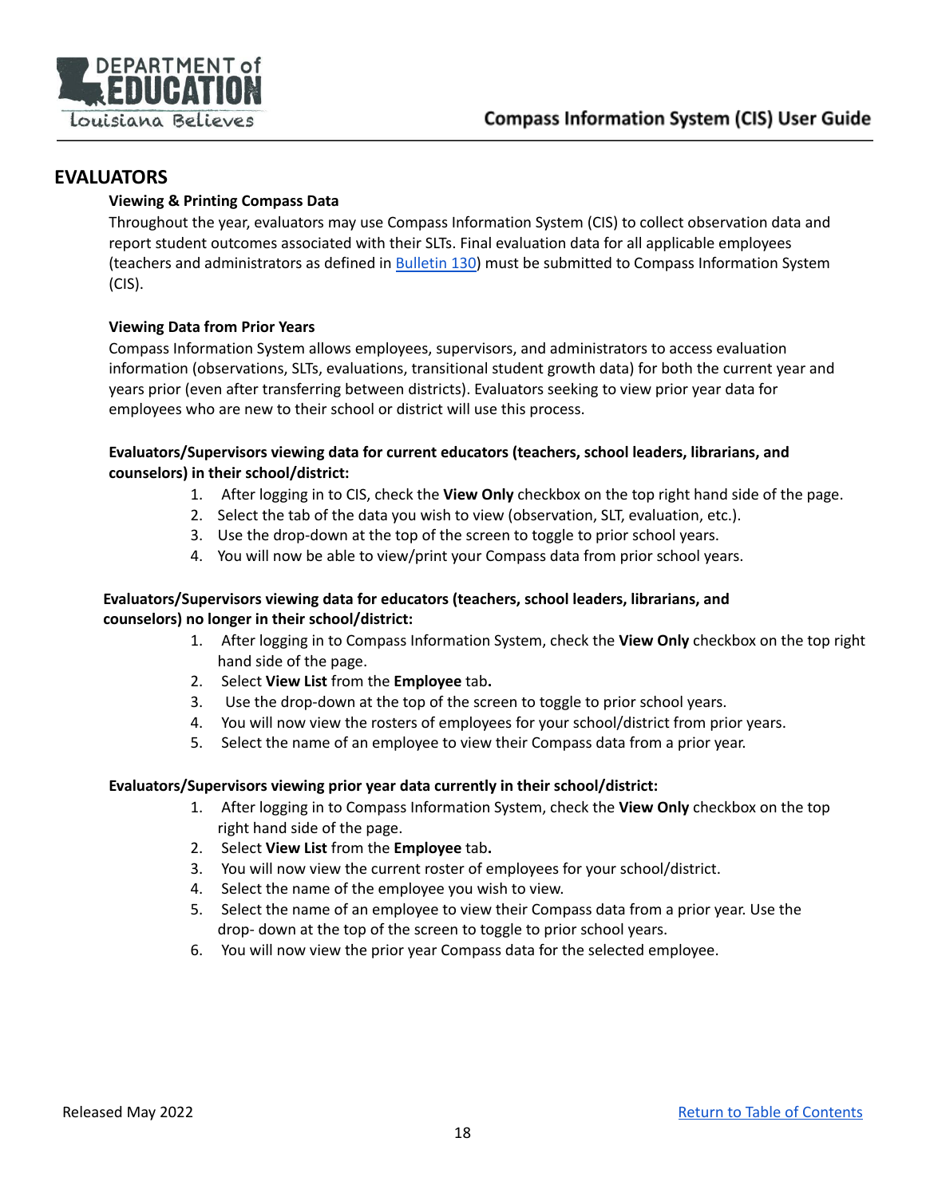## EVALUATORS

### Viewing & Printing Compass Data

Throughout the year, evaluators may use Compass Information System (CIS) to collect observation data and report student outcomes associated with their SLTs. Final evaluation data for all applicable employees (teachers and administrators as defined in Bulletin 130) must be submitted to Compass Information System (CIS).

### Viewing Data from Prior Years

Compass Information System allows employees, supervisors, and administrators to access evaluation information (observations, SLTs, evaluations, transitional student growth data) for both the current year and years prior (even after transferring between districts). Evaluators seeking to view prior year data for employees who are new to their school or district will use this process.

**Evaluators/Supervisors viewing data for current educators (teachers, school leaders, librarians, and counselors) in their school/district:**

1. After logging in to CIS, check the **View Only** checkbox on the top right hand side of the page.
2. Select the tab of the data you wish to view (observation, SLT, evaluation, etc.).
3. Use the drop-down at the top of the screen to toggle to prior school years.
4. You will now be able to view/print your Compass data from prior school years.

**Evaluators/Supervisors viewing data for educators (teachers, school leaders, librarians, and counselors) no longer in their school/district:**

1. After logging in to Compass Information System, check the **View Only** checkbox on the top right hand side of the page.
2. Select **View List** from the **Employee** tab**.**
3. Use the drop-down at the top of the screen to toggle to prior school years.
4. You will now view the rosters of employees for your school/district from prior years.
5. Select the name of an employee to view their Compass data from a prior year.

**Evaluators/Supervisors viewing prior year data currently in their school/district:**

1. After logging in to Compass Information System, check the **View Only** checkbox on the top right hand side of the page.
2. Select **View List** from the **Employee** tab**.**
3. You will now view the current roster of employees for your school/district.
4. Select the name of the employee you wish to view.
5. Select the name of an employee to view their Compass data from a prior year. Use the drop- down at the top of the screen to toggle to prior school years.
6. You will now view the prior year Compass data for the selected employee.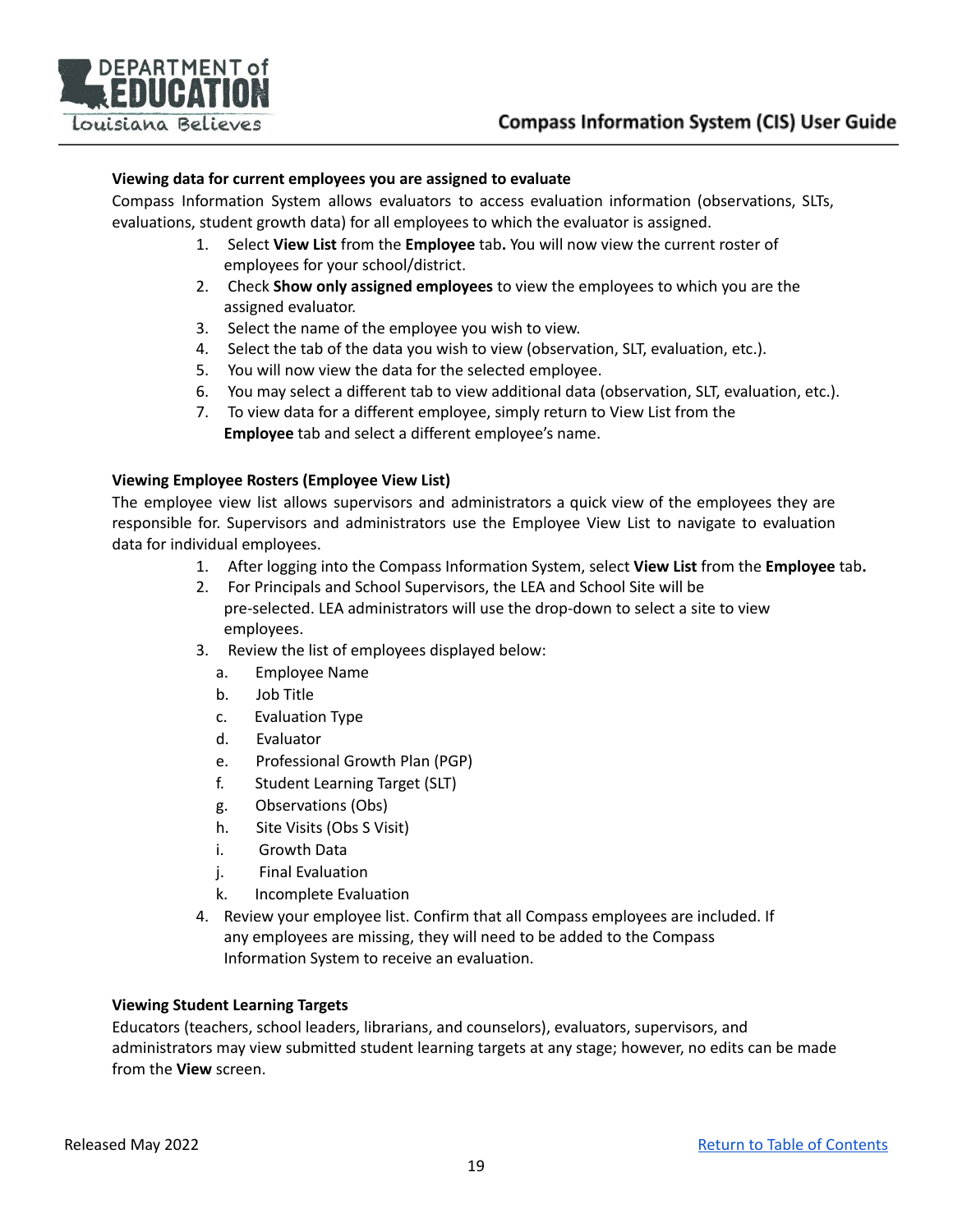**Viewing data for current employees you are assigned to evaluate**

Compass Information System allows evaluators to access evaluation information (observations, SLTs, evaluations, student growth data) for all employees to which the evaluator is assigned.

1. Select **View List** from the **Employee** tab**.** You will now view the current roster of employees for your school/district.
2. Check **Show only assigned employees** to view the employees to which you are the assigned evaluator.
3. Select the name of the employee you wish to view.
4. Select the tab of the data you wish to view (observation, SLT, evaluation, etc.).
5. You will now view the data for the selected employee.
6. You may select a different tab to view additional data (observation, SLT, evaluation, etc.).
7. To view data for a different employee, simply return to View List from the **Employee** tab and select a different employee's name.

**Viewing Employee Rosters (Employee View List)**

The employee view list allows supervisors and administrators a quick view of the employees they are responsible for. Supervisors and administrators use the Employee View List to navigate to evaluation data for individual employees.

1. After logging into the Compass Information System, select **View List** from the **Employee** tab**.**
2. For Principals and School Supervisors, the LEA and School Site will be pre-selected. LEA administrators will use the drop-down to select a site to view employees.
3. Review the list of employees displayed below:
   a. Employee Name
   b. Job Title
   c. Evaluation Type
   d. Evaluator
   e. Professional Growth Plan (PGP)
   f. Student Learning Target (SLT)
   g. Observations (Obs)
   h. Site Visits (Obs S Visit)
   i. Growth Data
   j. Final Evaluation
   k. Incomplete Evaluation
4. Review your employee list. Confirm that all Compass employees are included. If any employees are missing, they will need to be added to the Compass Information System to receive an evaluation.

**Viewing Student Learning Targets**

Educators (teachers, school leaders, librarians, and counselors), evaluators, supervisors, and administrators may view submitted student learning targets at any stage; however, no edits can be made from the **View** screen.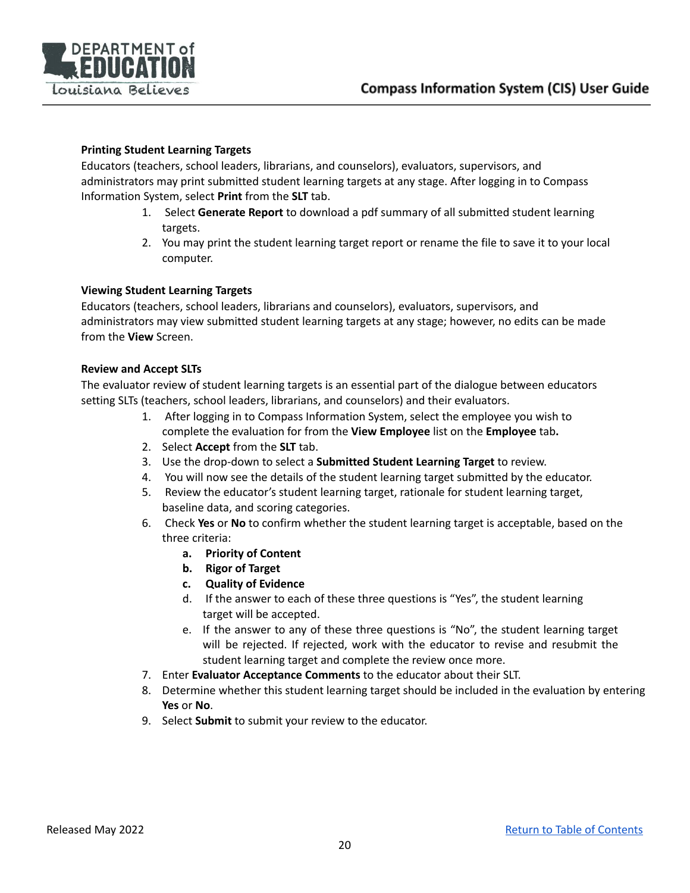### Printing Student Learning Targets

Educators (teachers, school leaders, librarians, and counselors), evaluators, supervisors, and administrators may print submitted student learning targets at any stage. After logging in to Compass Information System, select **Print** from the **SLT** tab.

1. Select **Generate Report** to download a pdf summary of all submitted student learning targets.
2. You may print the student learning target report or rename the file to save it to your local computer.

### Viewing Student Learning Targets

Educators (teachers, school leaders, librarians and counselors), evaluators, supervisors, and administrators may view submitted student learning targets at any stage; however, no edits can be made from the **View** Screen.

### Review and Accept SLTs

The evaluator review of student learning targets is an essential part of the dialogue between educators setting SLTs (teachers, school leaders, librarians, and counselors) and their evaluators.

1. After logging in to Compass Information System, select the employee you wish to complete the evaluation for from the **View Employee** list on the **Employee** tab**.**
2. Select **Accept** from the **SLT** tab.
3. Use the drop-down to select a **Submitted Student Learning Target** to review.
4. You will now see the details of the student learning target submitted by the educator.
5. Review the educator's student learning target, rationale for student learning target, baseline data, and scoring categories.
6. Check **Yes** or **No** to confirm whether the student learning target is acceptable, based on the three criteria:
   a. **Priority of Content**
   b. **Rigor of Target**
   c. **Quality of Evidence**
   d. If the answer to each of these three questions is "Yes", the student learning target will be accepted.
   e. If the answer to any of these three questions is "No", the student learning target will be rejected. If rejected, work with the educator to revise and resubmit the student learning target and complete the review once more.
7. Enter **Evaluator Acceptance Comments** to the educator about their SLT.
8. Determine whether this student learning target should be included in the evaluation by entering **Yes** or **No**.
9. Select **Submit** to submit your review to the educator.

Released May 2022

Return to Table of Contents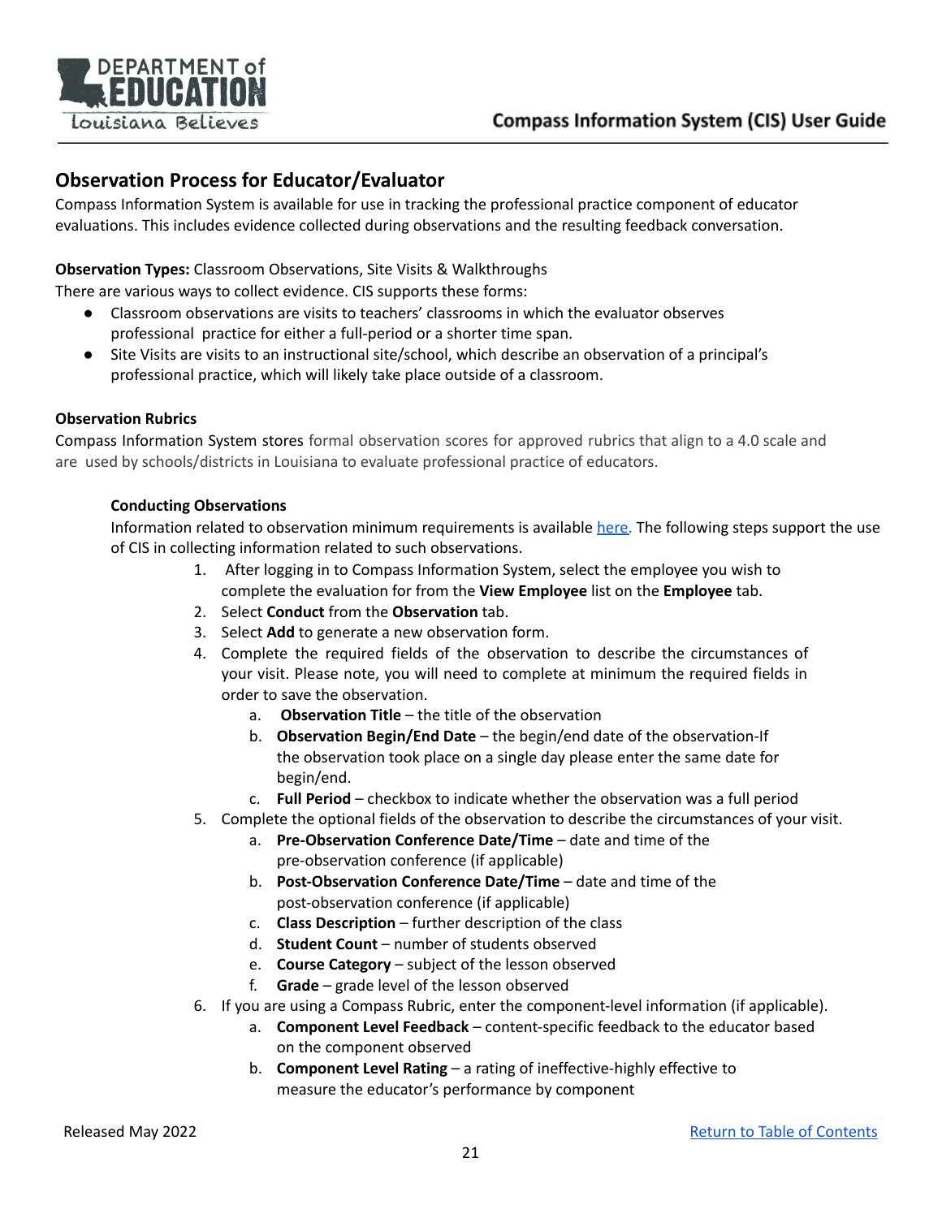## Observation Process for Educator/Evaluator

Compass Information System is available for use in tracking the professional practice component of educator evaluations. This includes evidence collected during observations and the resulting feedback conversation.

**Observation Types:** Classroom Observations, Site Visits & Walkthroughs

There are various ways to collect evidence. CIS supports these forms:

- Classroom observations are visits to teachers' classrooms in which the evaluator observes professional practice for either a full-period or a shorter time span.
- Site Visits are visits to an instructional site/school, which describe an observation of a principal's professional practice, which will likely take place outside of a classroom.

**Observation Rubrics**

Compass Information System stores formal observation scores for approved rubrics that align to a 4.0 scale and are used by schools/districts in Louisiana to evaluate professional practice of educators.

**Conducting Observations**

Information related to observation minimum requirements is available [here](). The following steps support the use of CIS in collecting information related to such observations.

1. After logging in to Compass Information System, select the employee you wish to complete the evaluation for from the **View Employee** list on the **Employee** tab.
2. Select **Conduct** from the **Observation** tab.
3. Select **Add** to generate a new observation form.
4. Complete the required fields of the observation to describe the circumstances of your visit. Please note, you will need to complete at minimum the required fields in order to save the observation.
    a. **Observation Title** – the title of the observation
    b. **Observation Begin/End Date** – the begin/end date of the observation-If the observation took place on a single day please enter the same date for begin/end.
    c. **Full Period** – checkbox to indicate whether the observation was a full period
5. Complete the optional fields of the observation to describe the circumstances of your visit.
    a. **Pre-Observation Conference Date/Time** – date and time of the pre-observation conference (if applicable)
    b. **Post-Observation Conference Date/Time** – date and time of the post-observation conference (if applicable)
    c. **Class Description** – further description of the class
    d. **Student Count** – number of students observed
    e. **Course Category** – subject of the lesson observed
    f. **Grade** – grade level of the lesson observed
6. If you are using a Compass Rubric, enter the component-level information (if applicable).
    a. **Component Level Feedback** – content-specific feedback to the educator based on the component observed
    b. **Component Level Rating** – a rating of ineffective-highly effective to measure the educator's performance by component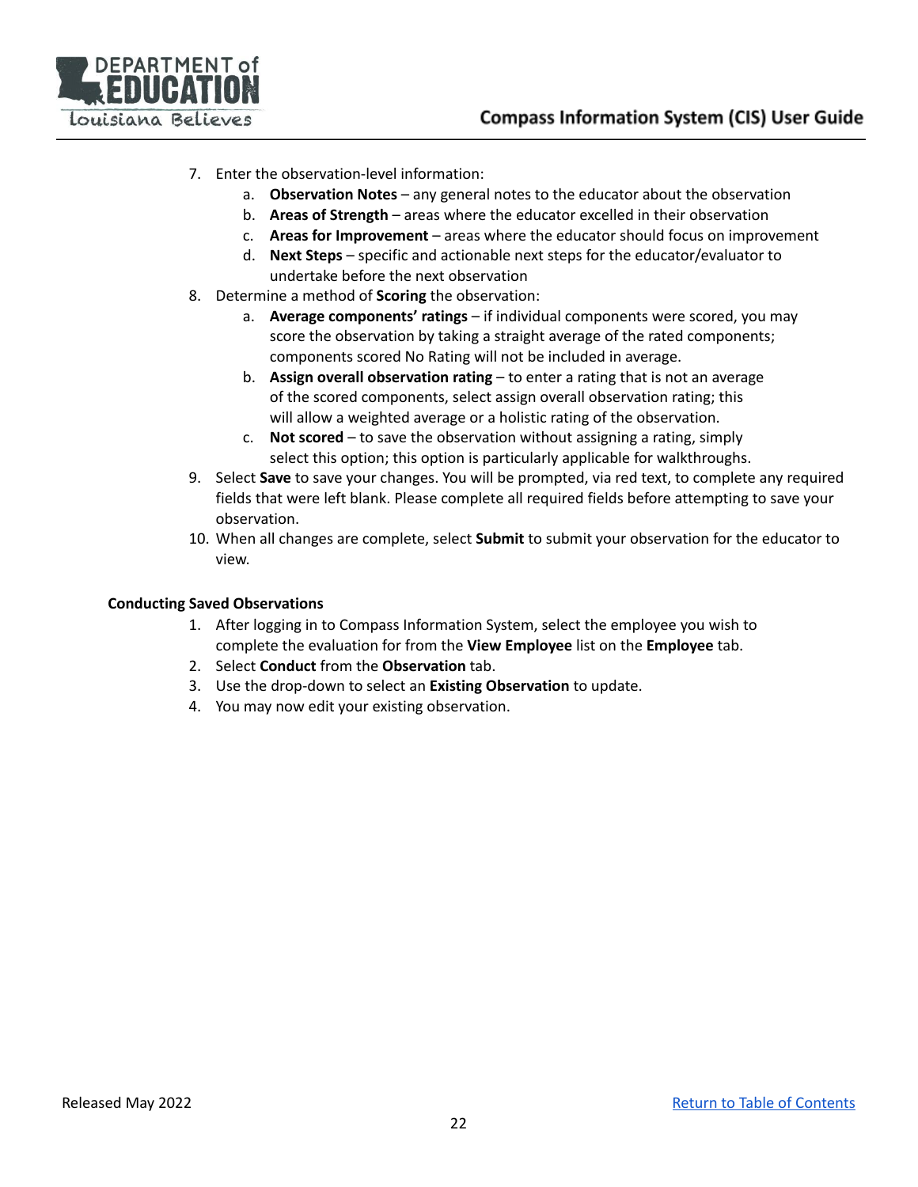7. Enter the observation-level information:
    a. **Observation Notes** – any general notes to the educator about the observation
    b. **Areas of Strength** – areas where the educator excelled in their observation
    c. **Areas for Improvement** – areas where the educator should focus on improvement
    d. **Next Steps** – specific and actionable next steps for the educator/evaluator to undertake before the next observation
8. Determine a method of **Scoring** the observation:
    a. **Average components' ratings** – if individual components were scored, you may score the observation by taking a straight average of the rated components; components scored No Rating will not be included in average.
    b. **Assign overall observation rating** – to enter a rating that is not an average of the scored components, select assign overall observation rating; this will allow a weighted average or a holistic rating of the observation.
    c. **Not scored** – to save the observation without assigning a rating, simply select this option; this option is particularly applicable for walkthroughs.
9. Select **Save** to save your changes. You will be prompted, via red text, to complete any required fields that were left blank. Please complete all required fields before attempting to save your observation.
10. When all changes are complete, select **Submit** to submit your observation for the educator to view.

**Conducting Saved Observations**

1. After logging in to Compass Information System, select the employee you wish to complete the evaluation for from the **View Employee** list on the **Employee** tab.
2. Select **Conduct** from the **Observation** tab.
3. Use the drop-down to select an **Existing Observation** to update.
4. You may now edit your existing observation.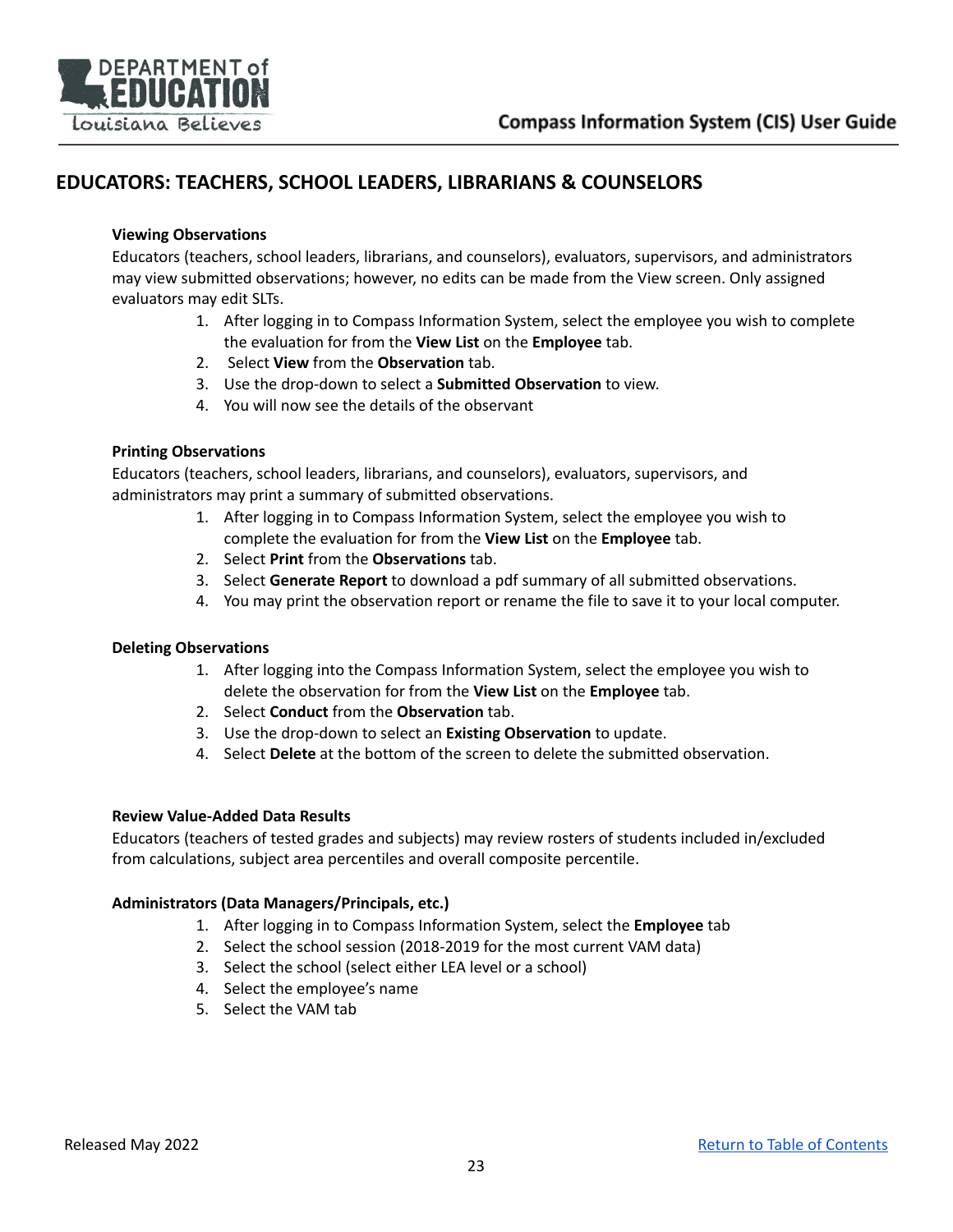## EDUCATORS: TEACHERS, SCHOOL LEADERS, LIBRARIANS & COUNSELORS

### Viewing Observations

Educators (teachers, school leaders, librarians, and counselors), evaluators, supervisors, and administrators may view submitted observations; however, no edits can be made from the View screen. Only assigned evaluators may edit SLTs.

1. After logging in to Compass Information System, select the employee you wish to complete the evaluation for from the **View List** on the **Employee** tab.
2. Select **View** from the **Observation** tab.
3. Use the drop-down to select a **Submitted Observation** to view.
4. You will now see the details of the observant

### Printing Observations

Educators (teachers, school leaders, librarians, and counselors), evaluators, supervisors, and administrators may print a summary of submitted observations.

1. After logging in to Compass Information System, select the employee you wish to complete the evaluation for from the **View List** on the **Employee** tab.
2. Select **Print** from the **Observations** tab.
3. Select **Generate Report** to download a pdf summary of all submitted observations.
4. You may print the observation report or rename the file to save it to your local computer.

### Deleting Observations

1. After logging into the Compass Information System, select the employee you wish to delete the observation for from the **View List** on the **Employee** tab.
2. Select **Conduct** from the **Observation** tab.
3. Use the drop-down to select an **Existing Observation** to update.
4. Select **Delete** at the bottom of the screen to delete the submitted observation.

### Review Value-Added Data Results

Educators (teachers of tested grades and subjects) may review rosters of students included in/excluded from calculations, subject area percentiles and overall composite percentile.

### Administrators (Data Managers/Principals, etc.)

1. After logging in to Compass Information System, select the **Employee** tab
2. Select the school session (2018-2019 for the most current VAM data)
3. Select the school (select either LEA level or a school)
4. Select the employee's name
5. Select the VAM tab

Released May 2022

Return to Table of Contents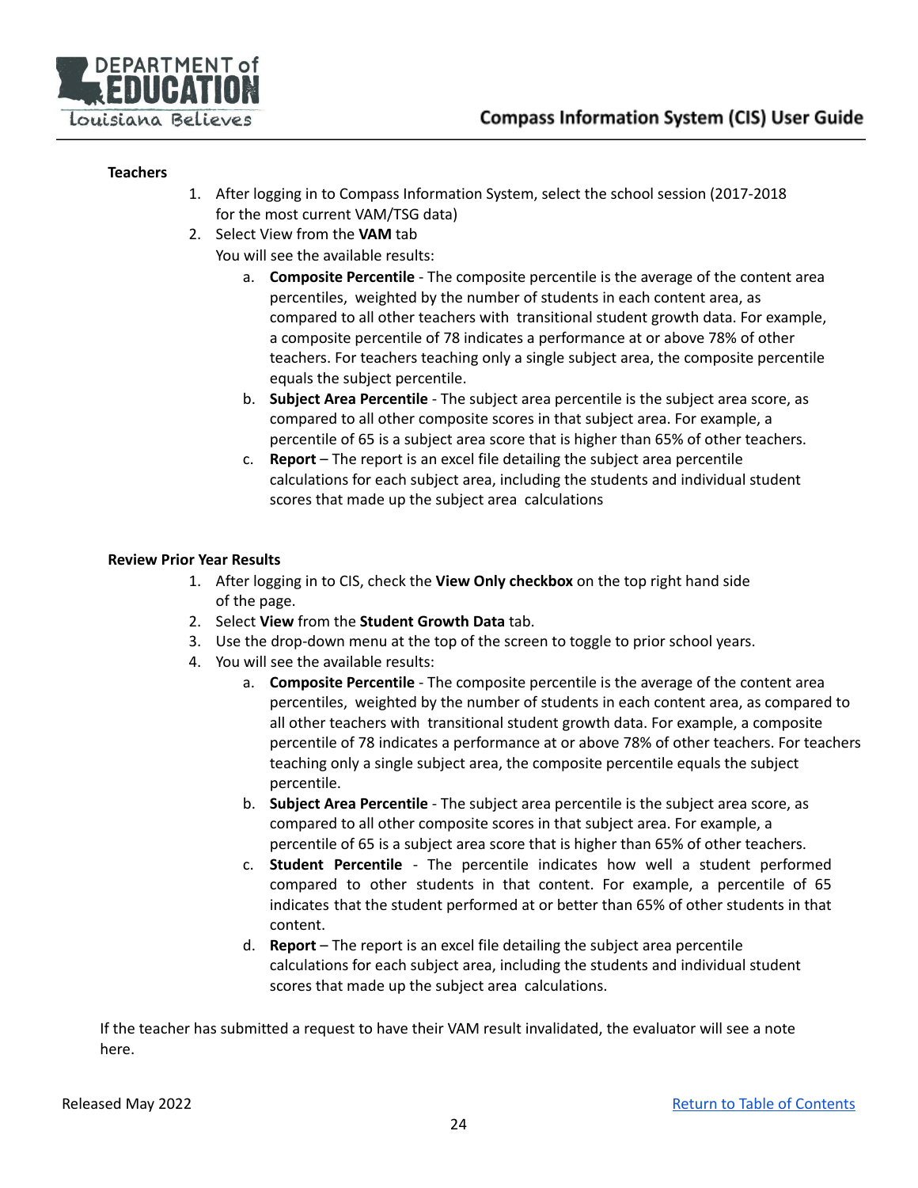**Teachers**

1. After logging in to Compass Information System, select the school session (2017-2018 for the most current VAM/TSG data)
2. Select View from the **VAM** tab
   You will see the available results:
   a. **Composite Percentile** - The composite percentile is the average of the content area percentiles, weighted by the number of students in each content area, as compared to all other teachers with transitional student growth data. For example, a composite percentile of 78 indicates a performance at or above 78% of other teachers. For teachers teaching only a single subject area, the composite percentile equals the subject percentile.
   b. **Subject Area Percentile** - The subject area percentile is the subject area score, as compared to all other composite scores in that subject area. For example, a percentile of 65 is a subject area score that is higher than 65% of other teachers.
   c. **Report** – The report is an excel file detailing the subject area percentile calculations for each subject area, including the students and individual student scores that made up the subject area calculations

**Review Prior Year Results**

1. After logging in to CIS, check the **View Only checkbox** on the top right hand side of the page.
2. Select **View** from the **Student Growth Data** tab.
3. Use the drop-down menu at the top of the screen to toggle to prior school years.
4. You will see the available results:
   a. **Composite Percentile** - The composite percentile is the average of the content area percentiles, weighted by the number of students in each content area, as compared to all other teachers with transitional student growth data. For example, a composite percentile of 78 indicates a performance at or above 78% of other teachers. For teachers teaching only a single subject area, the composite percentile equals the subject percentile.
   b. **Subject Area Percentile** - The subject area percentile is the subject area score, as compared to all other composite scores in that subject area. For example, a percentile of 65 is a subject area score that is higher than 65% of other teachers.
   c. **Student Percentile** - The percentile indicates how well a student performed compared to other students in that content. For example, a percentile of 65 indicates that the student performed at or better than 65% of other students in that content.
   d. **Report** – The report is an excel file detailing the subject area percentile calculations for each subject area, including the students and individual student scores that made up the subject area calculations.

If the teacher has submitted a request to have their VAM result invalidated, the evaluator will see a note here.

Released May 2022

Return to Table of Contents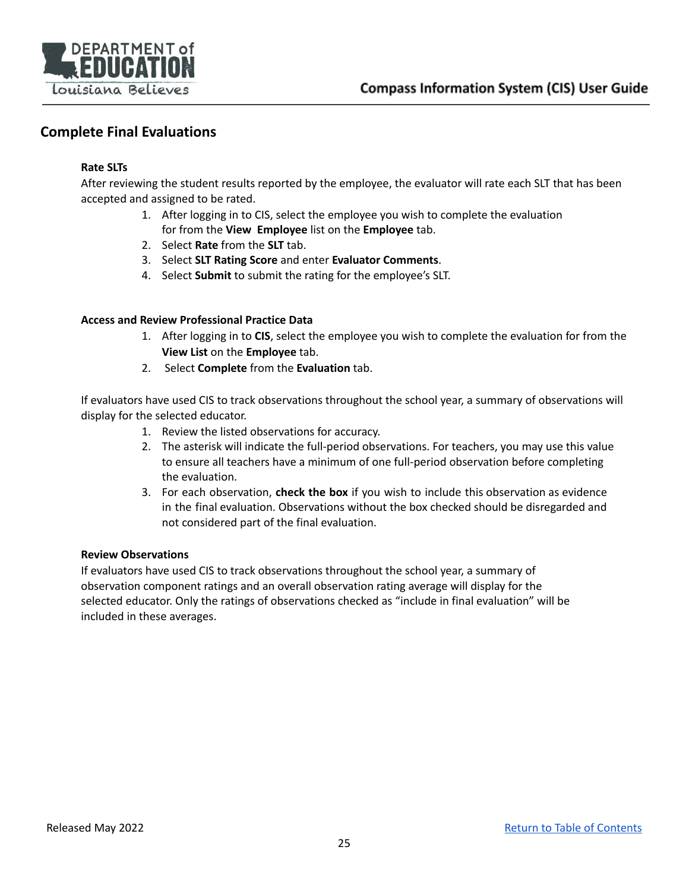## Complete Final Evaluations

**Rate SLTs**

After reviewing the student results reported by the employee, the evaluator will rate each SLT that has been accepted and assigned to be rated.

1. After logging in to CIS, select the employee you wish to complete the evaluation for from the **View Employee** list on the **Employee** tab.
2. Select **Rate** from the **SLT** tab.
3. Select **SLT Rating Score** and enter **Evaluator Comments**.
4. Select **Submit** to submit the rating for the employee's SLT.

**Access and Review Professional Practice Data**

1. After logging in to **CIS**, select the employee you wish to complete the evaluation for from the **View List** on the **Employee** tab.
2. Select **Complete** from the **Evaluation** tab.

If evaluators have used CIS to track observations throughout the school year, a summary of observations will display for the selected educator.

1. Review the listed observations for accuracy.
2. The asterisk will indicate the full-period observations. For teachers, you may use this value to ensure all teachers have a minimum of one full-period observation before completing the evaluation.
3. For each observation, **check the box** if you wish to include this observation as evidence in the final evaluation. Observations without the box checked should be disregarded and not considered part of the final evaluation.

**Review Observations**

If evaluators have used CIS to track observations throughout the school year, a summary of observation component ratings and an overall observation rating average will display for the selected educator. Only the ratings of observations checked as "include in final evaluation" will be included in these averages.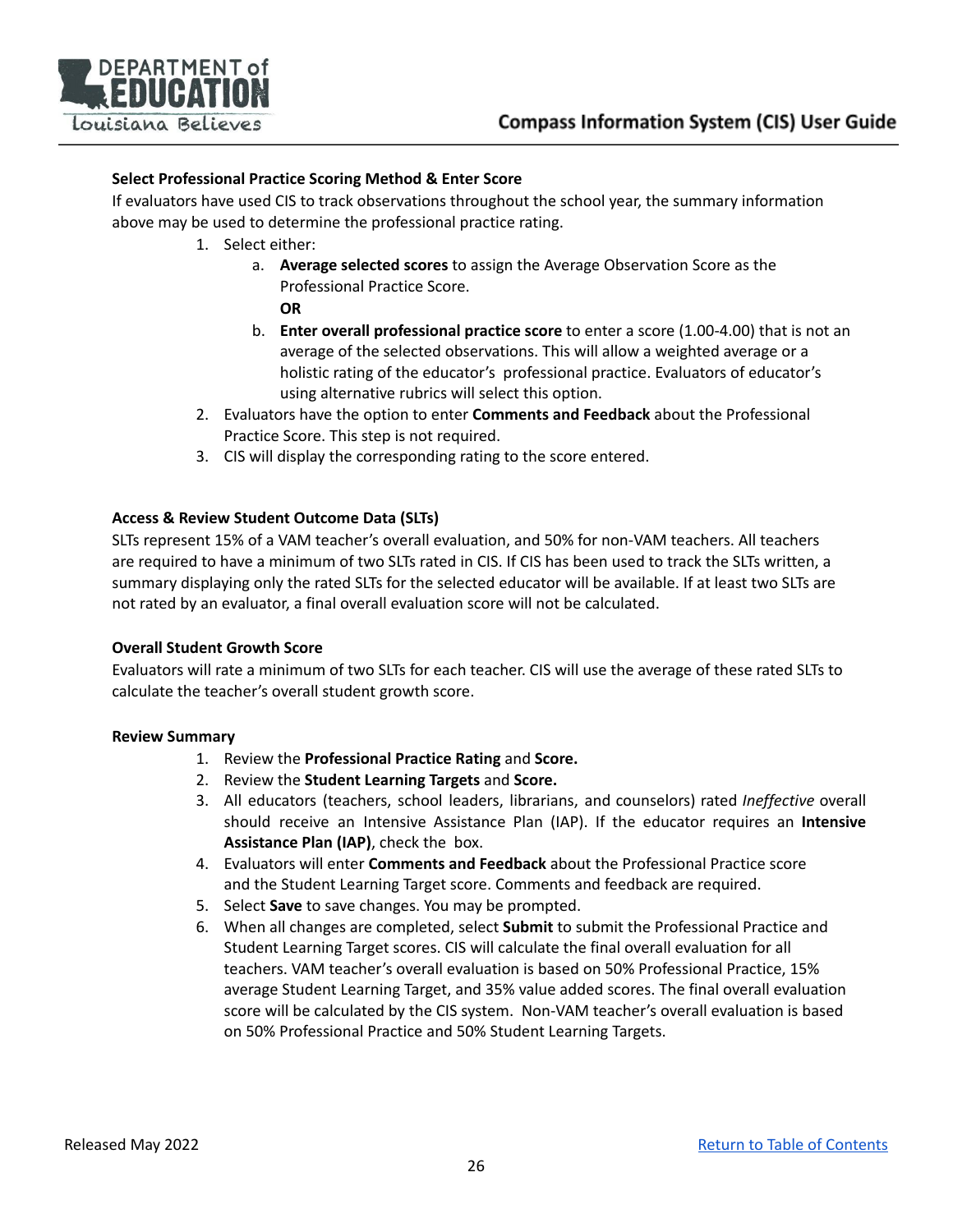**Select Professional Practice Scoring Method & Enter Score**

If evaluators have used CIS to track observations throughout the school year, the summary information above may be used to determine the professional practice rating.

1. Select either:
   a. **Average selected scores** to assign the Average Observation Score as the Professional Practice Score.
      **OR**
   b. **Enter overall professional practice score** to enter a score (1.00-4.00) that is not an average of the selected observations. This will allow a weighted average or a holistic rating of the educator's professional practice. Evaluators of educator's using alternative rubrics will select this option.
2. Evaluators have the option to enter **Comments and Feedback** about the Professional Practice Score. This step is not required.
3. CIS will display the corresponding rating to the score entered.

**Access & Review Student Outcome Data (SLTs)**

SLTs represent 15% of a VAM teacher's overall evaluation, and 50% for non-VAM teachers. All teachers are required to have a minimum of two SLTs rated in CIS. If CIS has been used to track the SLTs written, a summary displaying only the rated SLTs for the selected educator will be available. If at least two SLTs are not rated by an evaluator, a final overall evaluation score will not be calculated.

**Overall Student Growth Score**

Evaluators will rate a minimum of two SLTs for each teacher. CIS will use the average of these rated SLTs to calculate the teacher's overall student growth score.

**Review Summary**

1. Review the **Professional Practice Rating** and **Score.**
2. Review the **Student Learning Targets** and **Score.**
3. All educators (teachers, school leaders, librarians, and counselors) rated *Ineffective* overall should receive an Intensive Assistance Plan (IAP). If the educator requires an **Intensive Assistance Plan (IAP)**, check the box.
4. Evaluators will enter **Comments and Feedback** about the Professional Practice score and the Student Learning Target score. Comments and feedback are required.
5. Select **Save** to save changes. You may be prompted.
6. When all changes are completed, select **Submit** to submit the Professional Practice and Student Learning Target scores. CIS will calculate the final overall evaluation for all teachers. VAM teacher's overall evaluation is based on 50% Professional Practice, 15% average Student Learning Target, and 35% value added scores. The final overall evaluation score will be calculated by the CIS system. Non-VAM teacher's overall evaluation is based on 50% Professional Practice and 50% Student Learning Targets.

Released May 2022 [Return to Table of Contents]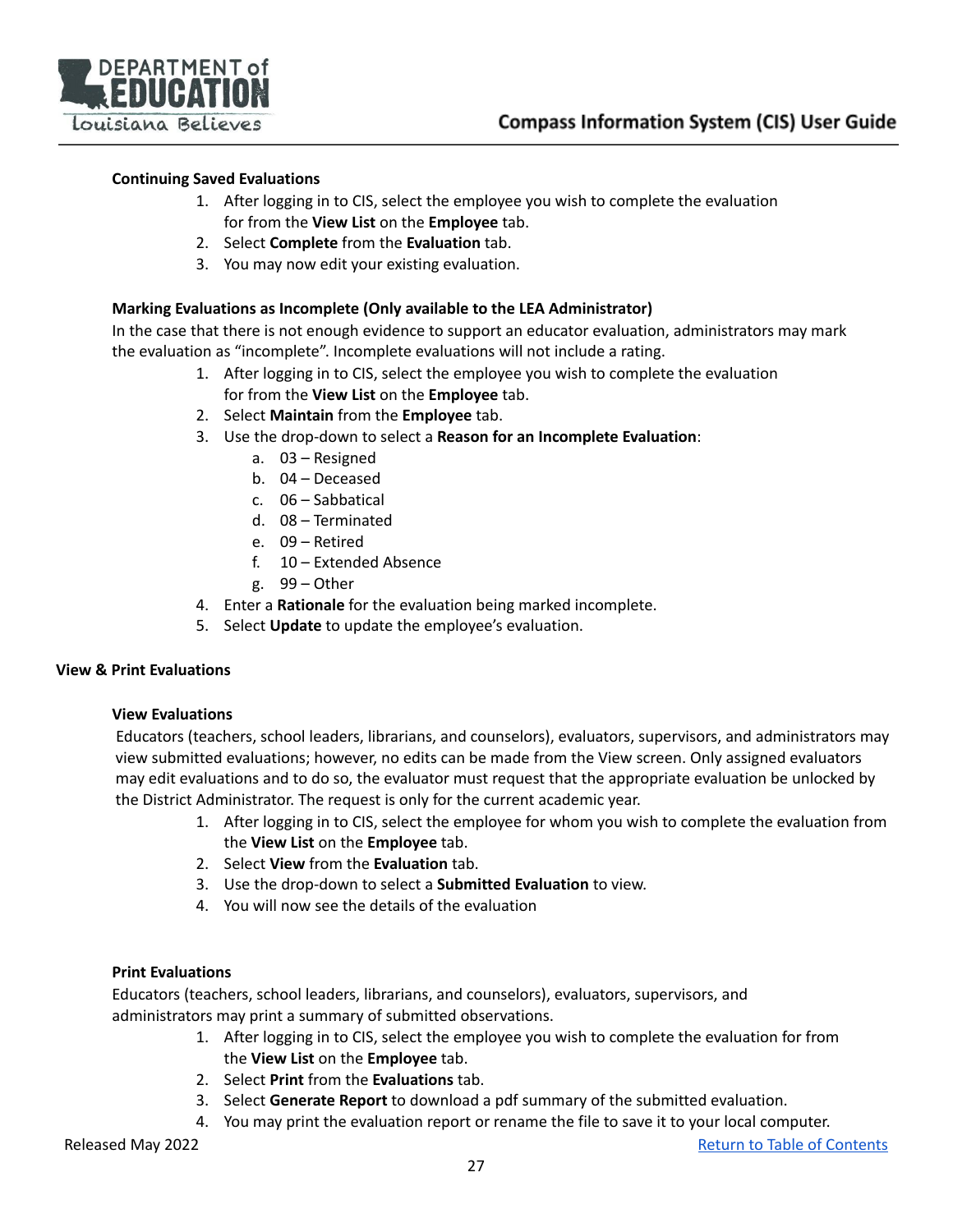### Continuing Saved Evaluations

1. After logging in to CIS, select the employee you wish to complete the evaluation for from the **View List** on the **Employee** tab.
2. Select **Complete** from the **Evaluation** tab.
3. You may now edit your existing evaluation.

### Marking Evaluations as Incomplete (Only available to the LEA Administrator)

In the case that there is not enough evidence to support an educator evaluation, administrators may mark the evaluation as "incomplete". Incomplete evaluations will not include a rating.

1. After logging in to CIS, select the employee you wish to complete the evaluation for from the **View List** on the **Employee** tab.
2. Select **Maintain** from the **Employee** tab.
3. Use the drop-down to select a **Reason for an Incomplete Evaluation**:
    a. 03 – Resigned
    b. 04 – Deceased
    c. 06 – Sabbatical
    d. 08 – Terminated
    e. 09 – Retired
    f. 10 – Extended Absence
    g. 99 – Other
4. Enter a **Rationale** for the evaluation being marked incomplete.
5. Select **Update** to update the employee's evaluation.

## View & Print Evaluations

### View Evaluations

Educators (teachers, school leaders, librarians, and counselors), evaluators, supervisors, and administrators may view submitted evaluations; however, no edits can be made from the View screen. Only assigned evaluators may edit evaluations and to do so, the evaluator must request that the appropriate evaluation be unlocked by the District Administrator. The request is only for the current academic year.

1. After logging in to CIS, select the employee for whom you wish to complete the evaluation from the **View List** on the **Employee** tab.
2. Select **View** from the **Evaluation** tab.
3. Use the drop-down to select a **Submitted Evaluation** to view.
4. You will now see the details of the evaluation

### Print Evaluations

Educators (teachers, school leaders, librarians, and counselors), evaluators, supervisors, and administrators may print a summary of submitted observations.

1. After logging in to CIS, select the employee you wish to complete the evaluation for from the **View List** on the **Employee** tab.
2. Select **Print** from the **Evaluations** tab.
3. Select **Generate Report** to download a pdf summary of the submitted evaluation.
4. You may print the evaluation report or rename the file to save it to your local computer.

Released May 2022 [Return to Table of Contents]()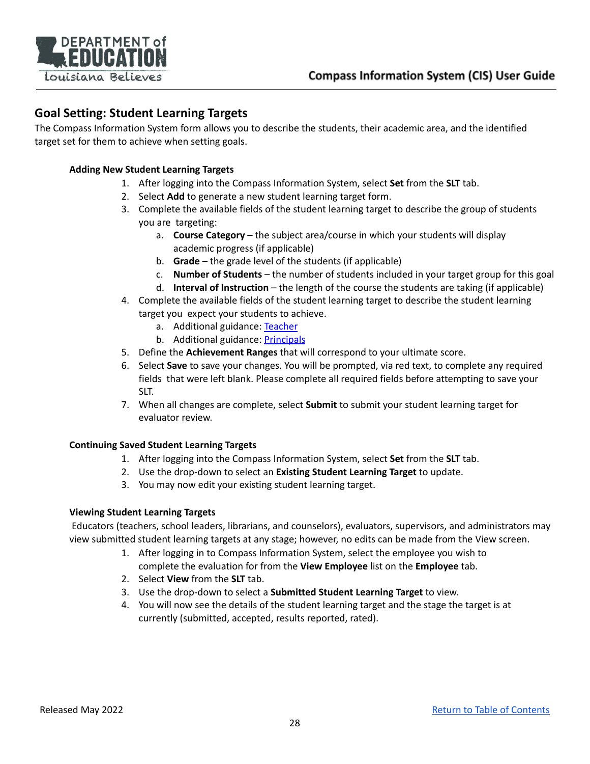## Goal Setting: Student Learning Targets

The Compass Information System form allows you to describe the students, their academic area, and the identified target set for them to achieve when setting goals.

### Adding New Student Learning Targets

1. After logging into the Compass Information System, select **Set** from the **SLT** tab.
2. Select **Add** to generate a new student learning target form.
3. Complete the available fields of the student learning target to describe the group of students you are targeting:
   a. **Course Category** – the subject area/course in which your students will display academic progress (if applicable)
   b. **Grade** – the grade level of the students (if applicable)
   c. **Number of Students** – the number of students included in your target group for this goal
   d. **Interval of Instruction** – the length of the course the students are taking (if applicable)
4. Complete the available fields of the student learning target to describe the student learning target you expect your students to achieve.
   a. Additional guidance: Teacher
   b. Additional guidance: Principals
5. Define the **Achievement Ranges** that will correspond to your ultimate score.
6. Select **Save** to save your changes. You will be prompted, via red text, to complete any required fields that were left blank. Please complete all required fields before attempting to save your SLT.
7. When all changes are complete, select **Submit** to submit your student learning target for evaluator review.

### Continuing Saved Student Learning Targets

1. After logging into the Compass Information System, select **Set** from the **SLT** tab.
2. Use the drop-down to select an **Existing Student Learning Target** to update.
3. You may now edit your existing student learning target.

### Viewing Student Learning Targets

Educators (teachers, school leaders, librarians, and counselors), evaluators, supervisors, and administrators may view submitted student learning targets at any stage; however, no edits can be made from the View screen.

1. After logging in to Compass Information System, select the employee you wish to complete the evaluation for from the **View Employee** list on the **Employee** tab.
2. Select **View** from the **SLT** tab.
3. Use the drop-down to select a **Submitted Student Learning Target** to view.
4. You will now see the details of the student learning target and the stage the target is at currently (submitted, accepted, results reported, rated).

Released May 2022

Return to Table of Contents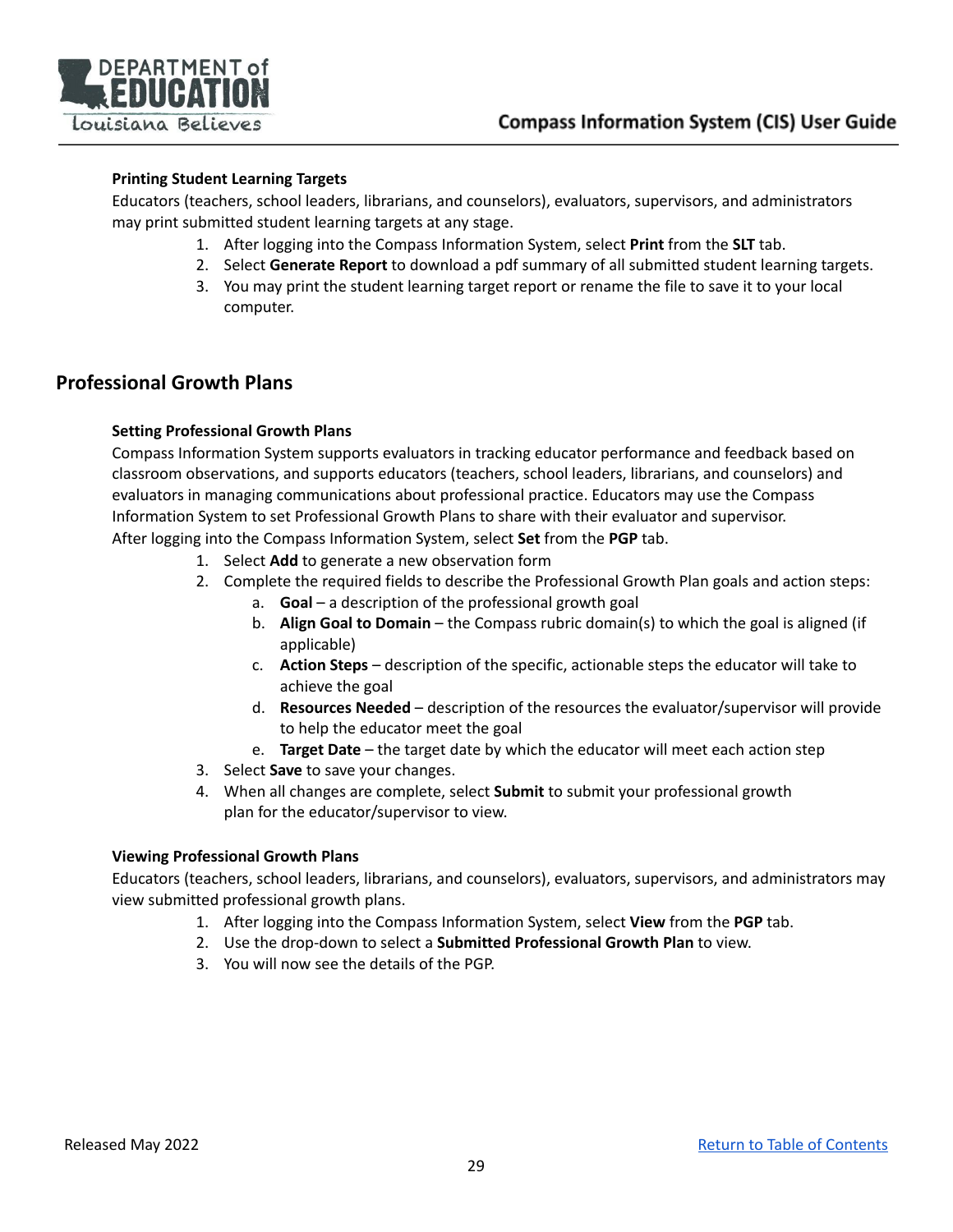### Printing Student Learning Targets

Educators (teachers, school leaders, librarians, and counselors), evaluators, supervisors, and administrators may print submitted student learning targets at any stage.

1. After logging into the Compass Information System, select **Print** from the **SLT** tab.
2. Select **Generate Report** to download a pdf summary of all submitted student learning targets.
3. You may print the student learning target report or rename the file to save it to your local computer.

## Professional Growth Plans

### Setting Professional Growth Plans

Compass Information System supports evaluators in tracking educator performance and feedback based on classroom observations, and supports educators (teachers, school leaders, librarians, and counselors) and evaluators in managing communications about professional practice. Educators may use the Compass Information System to set Professional Growth Plans to share with their evaluator and supervisor.

After logging into the Compass Information System, select **Set** from the **PGP** tab.

1. Select **Add** to generate a new observation form
2. Complete the required fields to describe the Professional Growth Plan goals and action steps:
   a. **Goal** – a description of the professional growth goal
   b. **Align Goal to Domain** – the Compass rubric domain(s) to which the goal is aligned (if applicable)
   c. **Action Steps** – description of the specific, actionable steps the educator will take to achieve the goal
   d. **Resources Needed** – description of the resources the evaluator/supervisor will provide to help the educator meet the goal
   e. **Target Date** – the target date by which the educator will meet each action step
3. Select **Save** to save your changes.
4. When all changes are complete, select **Submit** to submit your professional growth plan for the educator/supervisor to view.

### Viewing Professional Growth Plans

Educators (teachers, school leaders, librarians, and counselors), evaluators, supervisors, and administrators may view submitted professional growth plans.

1. After logging into the Compass Information System, select **View** from the **PGP** tab.
2. Use the drop-down to select a **Submitted Professional Growth Plan** to view.
3. You will now see the details of the PGP.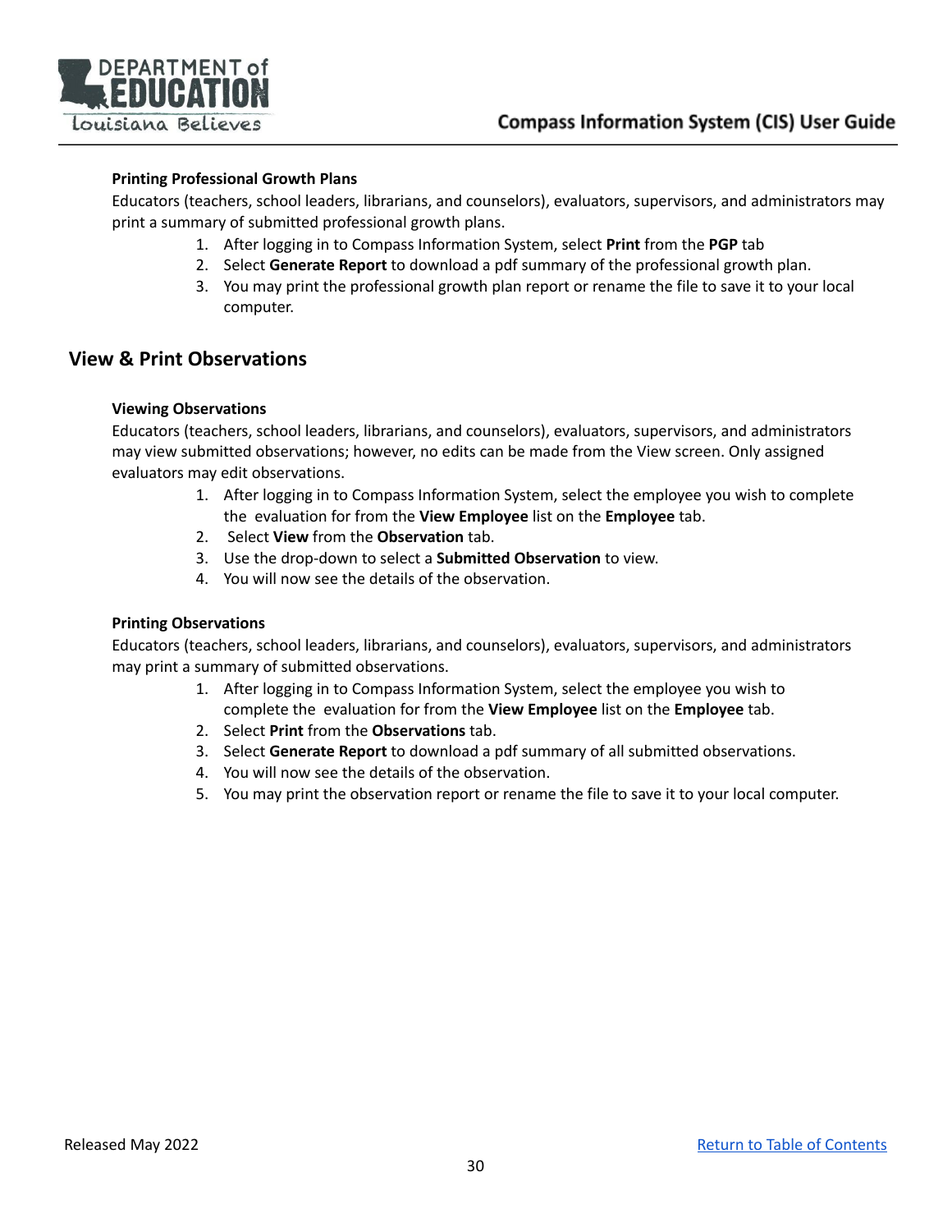**Printing Professional Growth Plans**

Educators (teachers, school leaders, librarians, and counselors), evaluators, supervisors, and administrators may print a summary of submitted professional growth plans.

1. After logging in to Compass Information System, select **Print** from the **PGP** tab
2. Select **Generate Report** to download a pdf summary of the professional growth plan.
3. You may print the professional growth plan report or rename the file to save it to your local computer.

## View & Print Observations

**Viewing Observations**

Educators (teachers, school leaders, librarians, and counselors), evaluators, supervisors, and administrators may view submitted observations; however, no edits can be made from the View screen. Only assigned evaluators may edit observations.

1. After logging in to Compass Information System, select the employee you wish to complete the evaluation for from the **View Employee** list on the **Employee** tab.
2. Select **View** from the **Observation** tab.
3. Use the drop-down to select a **Submitted Observation** to view.
4. You will now see the details of the observation.

**Printing Observations**

Educators (teachers, school leaders, librarians, and counselors), evaluators, supervisors, and administrators may print a summary of submitted observations.

1. After logging in to Compass Information System, select the employee you wish to complete the evaluation for from the **View Employee** list on the **Employee** tab.
2. Select **Print** from the **Observations** tab.
3. Select **Generate Report** to download a pdf summary of all submitted observations.
4. You will now see the details of the observation.
5. You may print the observation report or rename the file to save it to your local computer.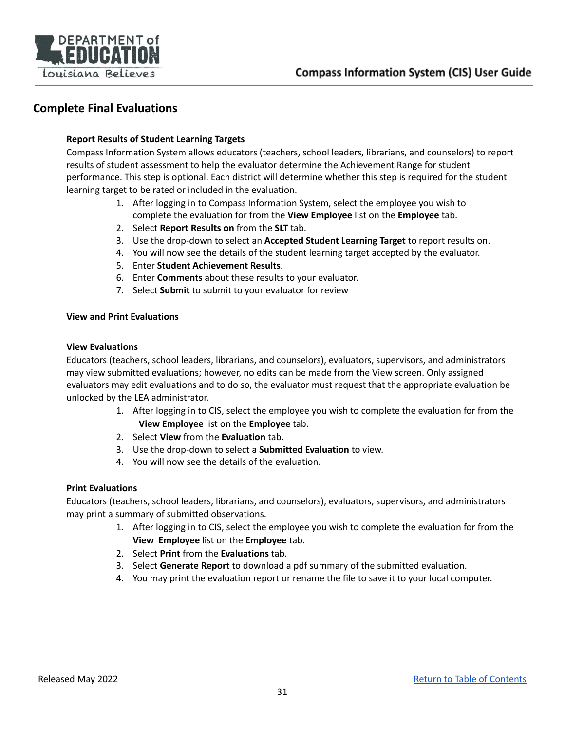## Complete Final Evaluations

### Report Results of Student Learning Targets

Compass Information System allows educators (teachers, school leaders, librarians, and counselors) to report results of student assessment to help the evaluator determine the Achievement Range for student performance. This step is optional. Each district will determine whether this step is required for the student learning target to be rated or included in the evaluation.

1. After logging in to Compass Information System, select the employee you wish to complete the evaluation for from the **View Employee** list on the **Employee** tab.
2. Select **Report Results on** from the **SLT** tab.
3. Use the drop-down to select an **Accepted Student Learning Target** to report results on.
4. You will now see the details of the student learning target accepted by the evaluator.
5. Enter **Student Achievement Results**.
6. Enter **Comments** about these results to your evaluator.
7. Select **Submit** to submit to your evaluator for review

### View and Print Evaluations

### View Evaluations

Educators (teachers, school leaders, librarians, and counselors), evaluators, supervisors, and administrators may view submitted evaluations; however, no edits can be made from the View screen. Only assigned evaluators may edit evaluations and to do so, the evaluator must request that the appropriate evaluation be unlocked by the LEA administrator.

1. After logging in to CIS, select the employee you wish to complete the evaluation for from the **View Employee** list on the **Employee** tab.
2. Select **View** from the **Evaluation** tab.
3. Use the drop-down to select a **Submitted Evaluation** to view.
4. You will now see the details of the evaluation.

### Print Evaluations

Educators (teachers, school leaders, librarians, and counselors), evaluators, supervisors, and administrators may print a summary of submitted observations.

1. After logging in to CIS, select the employee you wish to complete the evaluation for from the **View Employee** list on the **Employee** tab.
2. Select **Print** from the **Evaluations** tab.
3. Select **Generate Report** to download a pdf summary of the submitted evaluation.
4. You may print the evaluation report or rename the file to save it to your local computer.

Released May 2022

[Return to Table of Contents]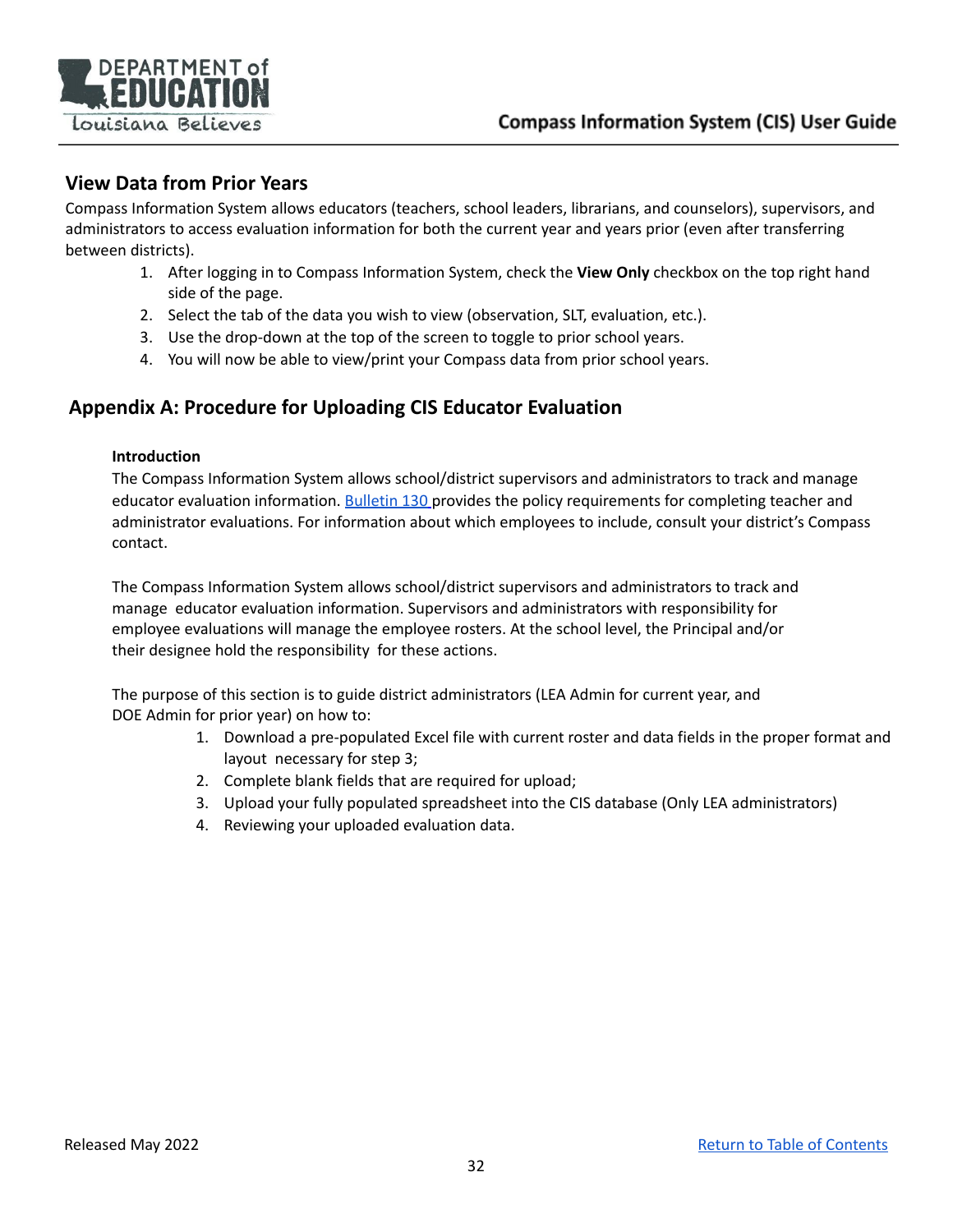## View Data from Prior Years

Compass Information System allows educators (teachers, school leaders, librarians, and counselors), supervisors, and administrators to access evaluation information for both the current year and years prior (even after transferring between districts).

1. After logging in to Compass Information System, check the **View Only** checkbox on the top right hand side of the page.
2. Select the tab of the data you wish to view (observation, SLT, evaluation, etc.).
3. Use the drop-down at the top of the screen to toggle to prior school years.
4. You will now be able to view/print your Compass data from prior school years.

## Appendix A: Procedure for Uploading CIS Educator Evaluation

**Introduction**

The Compass Information System allows school/district supervisors and administrators to track and manage educator evaluation information. Bulletin 130 provides the policy requirements for completing teacher and administrator evaluations. For information about which employees to include, consult your district's Compass contact.

The Compass Information System allows school/district supervisors and administrators to track and manage educator evaluation information. Supervisors and administrators with responsibility for employee evaluations will manage the employee rosters. At the school level, the Principal and/or their designee hold the responsibility for these actions.

The purpose of this section is to guide district administrators (LEA Admin for current year, and DOE Admin for prior year) on how to:

1. Download a pre-populated Excel file with current roster and data fields in the proper format and layout necessary for step 3;
2. Complete blank fields that are required for upload;
3. Upload your fully populated spreadsheet into the CIS database (Only LEA administrators)
4. Reviewing your uploaded evaluation data.

Released May 2022

Return to Table of Contents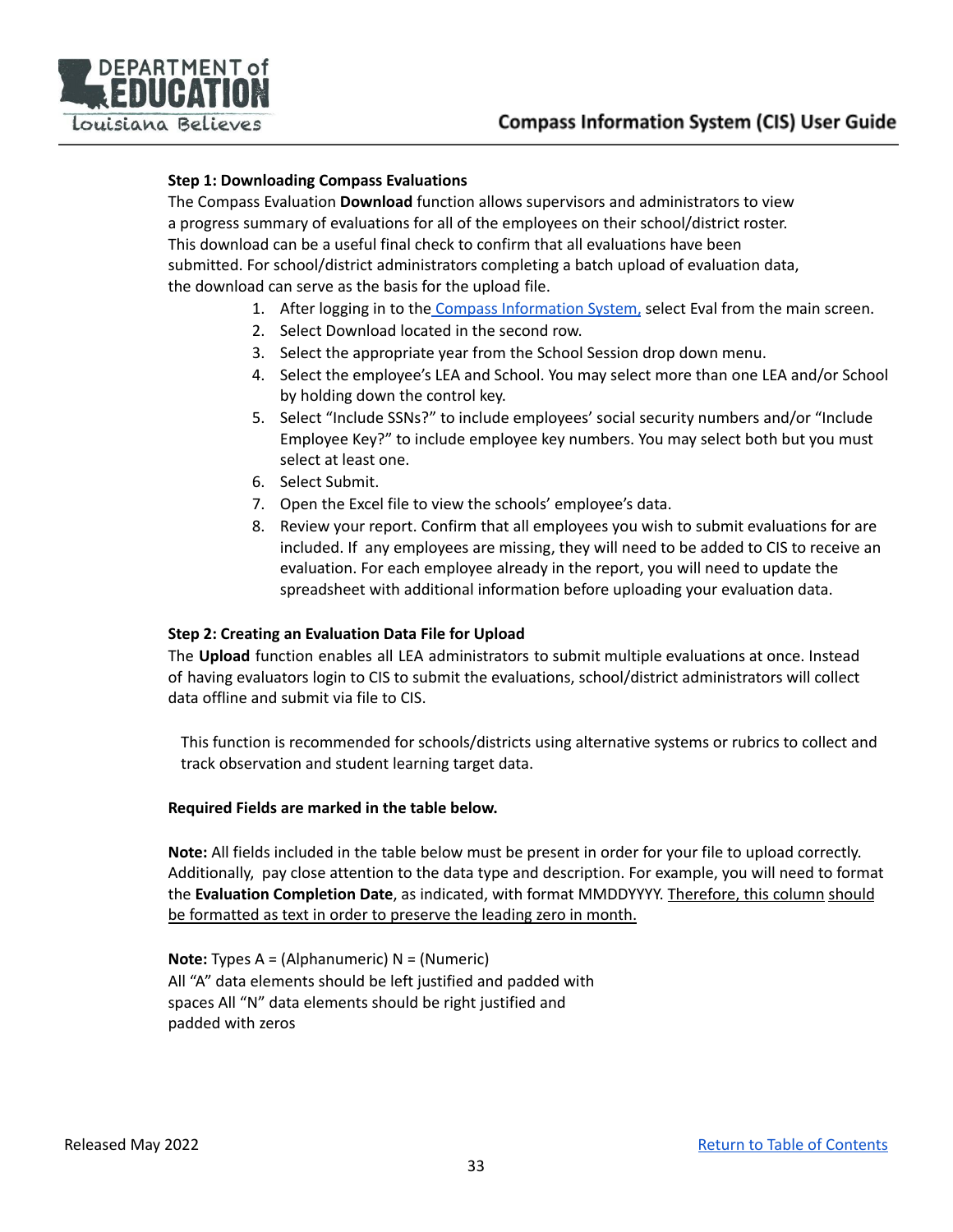**Step 1: Downloading Compass Evaluations**

The Compass Evaluation **Download** function allows supervisors and administrators to view a progress summary of evaluations for all of the employees on their school/district roster. This download can be a useful final check to confirm that all evaluations have been submitted. For school/district administrators completing a batch upload of evaluation data, the download can serve as the basis for the upload file.

1. After logging in to the Compass Information System, select Eval from the main screen.
2. Select Download located in the second row.
3. Select the appropriate year from the School Session drop down menu.
4. Select the employee's LEA and School. You may select more than one LEA and/or School by holding down the control key.
5. Select "Include SSNs?" to include employees' social security numbers and/or "Include Employee Key?" to include employee key numbers. You may select both but you must select at least one.
6. Select Submit.
7. Open the Excel file to view the schools' employee's data.
8. Review your report. Confirm that all employees you wish to submit evaluations for are included. If any employees are missing, they will need to be added to CIS to receive an evaluation. For each employee already in the report, you will need to update the spreadsheet with additional information before uploading your evaluation data.

**Step 2: Creating an Evaluation Data File for Upload**

The **Upload** function enables all LEA administrators to submit multiple evaluations at once. Instead of having evaluators login to CIS to submit the evaluations, school/district administrators will collect data offline and submit via file to CIS.

This function is recommended for schools/districts using alternative systems or rubrics to collect and track observation and student learning target data.

**Required Fields are marked in the table below.**

**Note:** All fields included in the table below must be present in order for your file to upload correctly. Additionally, pay close attention to the data type and description. For example, you will need to format the **Evaluation Completion Date**, as indicated, with format MMDDYYYY. Therefore, this column should be formatted as text in order to preserve the leading zero in month.

**Note:** Types A = (Alphanumeric) N = (Numeric)
All "A" data elements should be left justified and padded with spaces All "N" data elements should be right justified and padded with zeros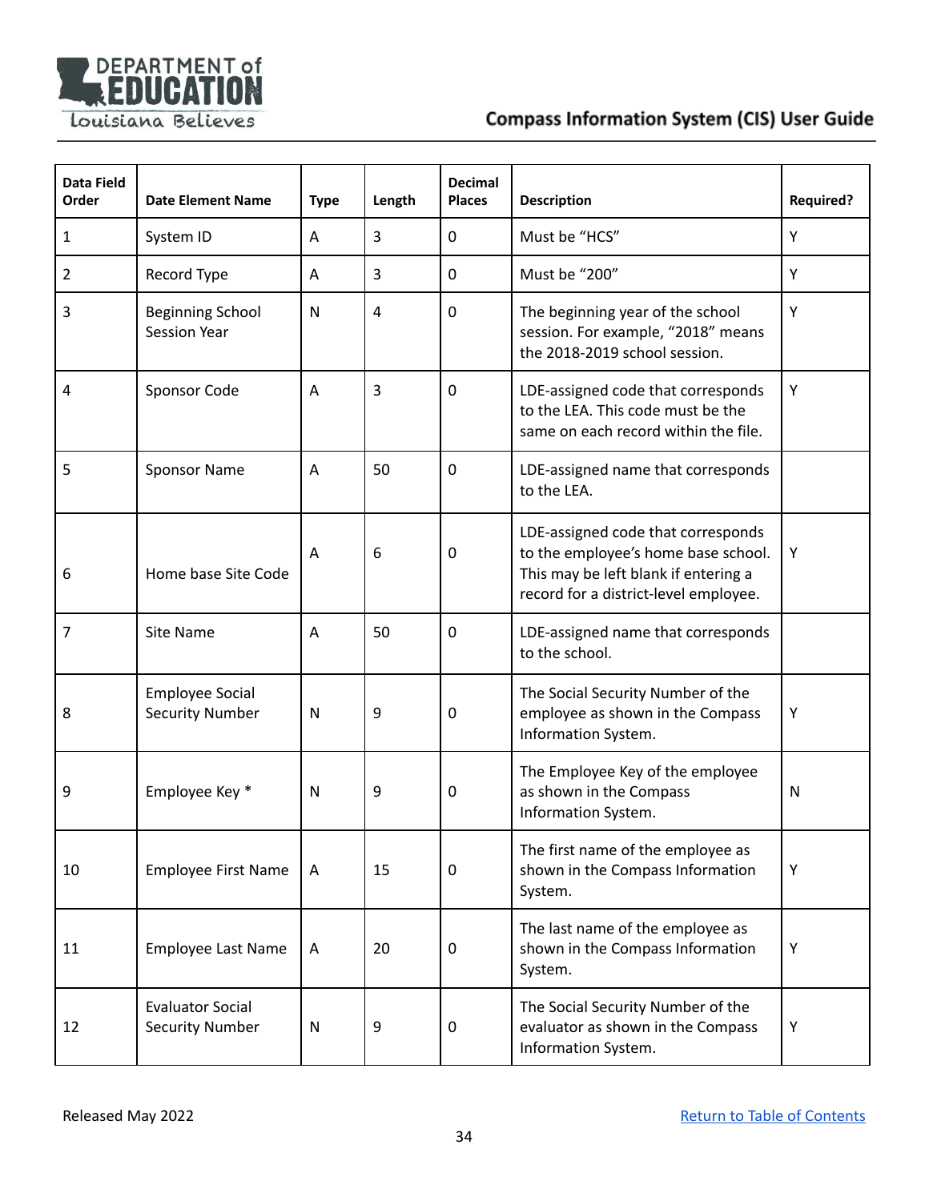| Data Field Order | Date Element Name | Type | Length | Decimal Places | Description | Required? |
|---|---|---|---|---|---|---|
| 1 | System ID | A | 3 | 0 | Must be "HCS" | Y |
| 2 | Record Type | A | 3 | 0 | Must be "200" | Y |
| 3 | Beginning School Session Year | N | 4 | 0 | The beginning year of the school session. For example, "2018" means the 2018-2019 school session. | Y |
| 4 | Sponsor Code | A | 3 | 0 | LDE-assigned code that corresponds to the LEA. This code must be the same on each record within the file. | Y |
| 5 | Sponsor Name | A | 50 | 0 | LDE-assigned name that corresponds to the LEA. | |
| 6 | Home base Site Code | A | 6 | 0 | LDE-assigned code that corresponds to the employee's home base school. This may be left blank if entering a record for a district-level employee. | Y |
| 7 | Site Name | A | 50 | 0 | LDE-assigned name that corresponds to the school. | |
| 8 | Employee Social Security Number | N | 9 | 0 | The Social Security Number of the employee as shown in the Compass Information System. | Y |
| 9 | Employee Key * | N | 9 | 0 | The Employee Key of the employee as shown in the Compass Information System. | N |
| 10 | Employee First Name | A | 15 | 0 | The first name of the employee as shown in the Compass Information System. | Y |
| 11 | Employee Last Name | A | 20 | 0 | The last name of the employee as shown in the Compass Information System. | Y |
| 12 | Evaluator Social Security Number | N | 9 | 0 | The Social Security Number of the evaluator as shown in the Compass Information System. | Y |

Released May 2022

[Return to Table of Contents]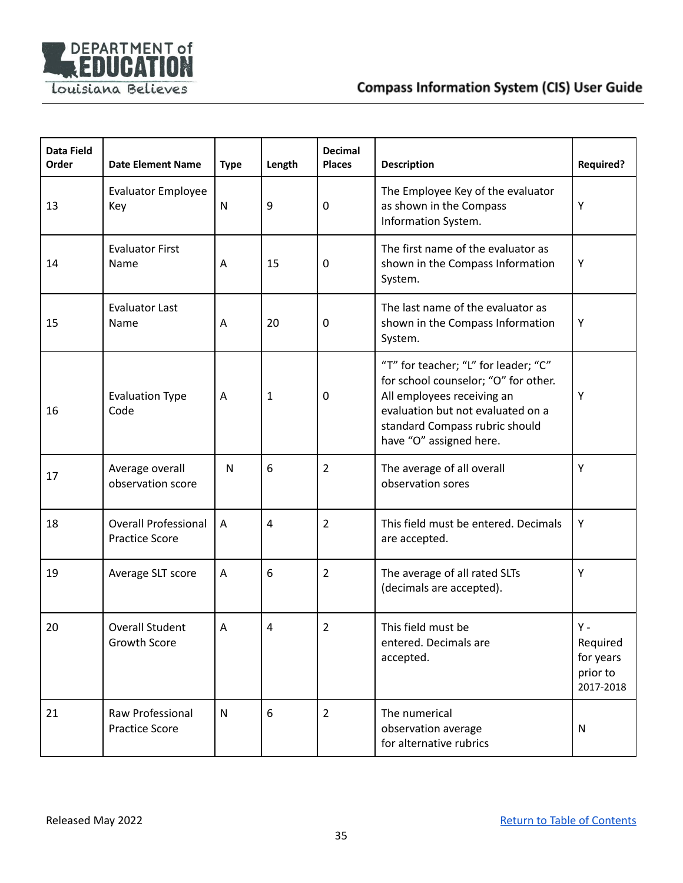| Data Field Order | Date Element Name | Type | Length | Decimal Places | Description | Required? |
|---|---|---|---|---|---|---|
| 13 | Evaluator Employee Key | N | 9 | 0 | The Employee Key of the evaluator as shown in the Compass Information System. | Y |
| 14 | Evaluator First Name | A | 15 | 0 | The first name of the evaluator as shown in the Compass Information System. | Y |
| 15 | Evaluator Last Name | A | 20 | 0 | The last name of the evaluator as shown in the Compass Information System. | Y |
| 16 | Evaluation Type Code | A | 1 | 0 | "T" for teacher; "L" for leader; "C" for school counselor; "O" for other. All employees receiving an evaluation but not evaluated on a standard Compass rubric should have "O" assigned here. | Y |
| 17 | Average overall observation score | N | 6 | 2 | The average of all overall observation sores | Y |
| 18 | Overall Professional Practice Score | A | 4 | 2 | This field must be entered. Decimals are accepted. | Y |
| 19 | Average SLT score | A | 6 | 2 | The average of all rated SLTs (decimals are accepted). | Y |
| 20 | Overall Student Growth Score | A | 4 | 2 | This field must be entered. Decimals are accepted. | Y - Required for years prior to 2017-2018 |
| 21 | Raw Professional Practice Score | N | 6 | 2 | The numerical observation average for alternative rubrics | N |

Released May 2022

Return to Table of Contents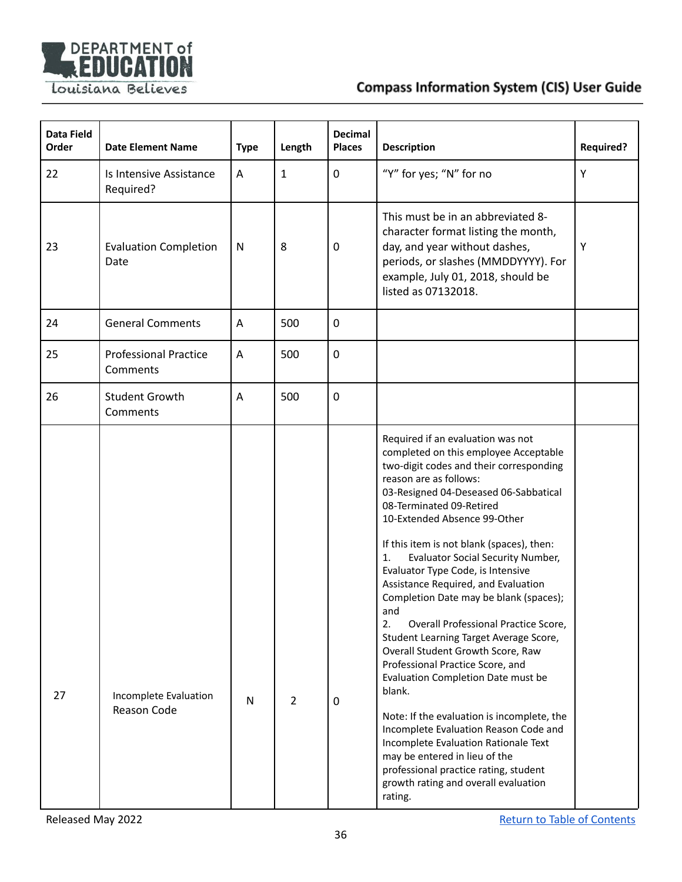| Data Field Order | Date Element Name | Type | Length | Decimal Places | Description | Required? |
|---|---|---|---|---|---|---|
| 22 | Is Intensive Assistance Required? | A | 1 | 0 | "Y" for yes; "N" for no | Y |
| 23 | Evaluation Completion Date | N | 8 | 0 | This must be in an abbreviated 8-character format listing the month, day, and year without dashes, periods, or slashes (MMDDYYYY). For example, July 01, 2018, should be listed as 07132018. | Y |
| 24 | General Comments | A | 500 | 0 | | |
| 25 | Professional Practice Comments | A | 500 | 0 | | |
| 26 | Student Growth Comments | A | 500 | 0 | | |
| 27 | Incomplete Evaluation Reason Code | N | 2 | 0 | Required if an evaluation was not completed on this employee Acceptable two-digit codes and their corresponding reason are as follows:<br>03-Resigned 04-Deseased 06-Sabbatical<br>08-Terminated 09-Retired<br>10-Extended Absence 99-Other<br><br>If this item is not blank (spaces), then:<br>1. Evaluator Social Security Number, Evaluator Type Code, is Intensive Assistance Required, and Evaluation Completion Date may be blank (spaces); and<br>2. Overall Professional Practice Score, Student Learning Target Average Score, Overall Student Growth Score, Raw Professional Practice Score, and Evaluation Completion Date must be blank.<br><br>Note: If the evaluation is incomplete, the Incomplete Evaluation Reason Code and Incomplete Evaluation Rationale Text may be entered in lieu of the professional practice rating, student growth rating and overall evaluation rating. | |

Released May 2022

Return to Table of Contents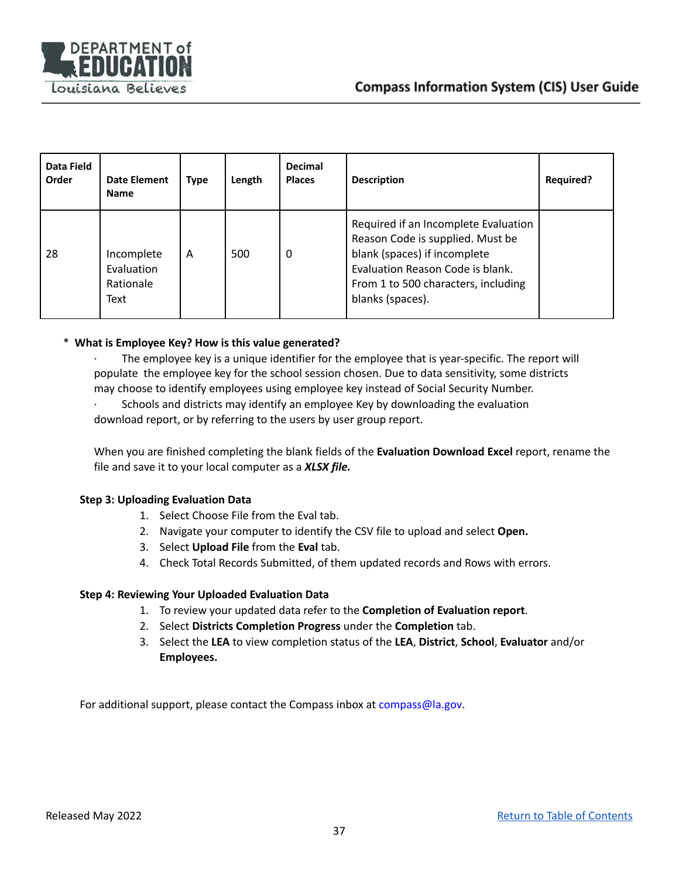| Data Field Order | Date Element Name | Type | Length | Decimal Places | Description | Required? |
|---|---|---|---|---|---|---|
| 28 | Incomplete Evaluation Rationale Text | A | 500 | 0 | Required if an Incomplete Evaluation Reason Code is supplied. Must be blank (spaces) if incomplete Evaluation Reason Code is blank. From 1 to 500 characters, including blanks (spaces). | |

\* **What is Employee Key? How is this value generated?**

- The employee key is a unique identifier for the employee that is year-specific. The report will populate the employee key for the school session chosen. Due to data sensitivity, some districts may choose to identify employees using employee key instead of Social Security Number.
- Schools and districts may identify an employee Key by downloading the evaluation download report, or by referring to the users by user group report.

When you are finished completing the blank fields of the **Evaluation Download Excel** report, rename the file and save it to your local computer as a ***XLSX file.***

**Step 3: Uploading Evaluation Data**

1. Select Choose File from the Eval tab.
2. Navigate your computer to identify the CSV file to upload and select **Open.**
3. Select **Upload File** from the **Eval** tab.
4. Check Total Records Submitted, of them updated records and Rows with errors.

**Step 4: Reviewing Your Uploaded Evaluation Data**

1. To review your updated data refer to the **Completion of Evaluation report**.
2. Select **Districts Completion Progress** under the **Completion** tab.
3. Select the **LEA** to view completion status of the **LEA**, **District**, **School**, **Evaluator** and/or **Employees.**

For additional support, please contact the Compass inbox at compass@la.gov.